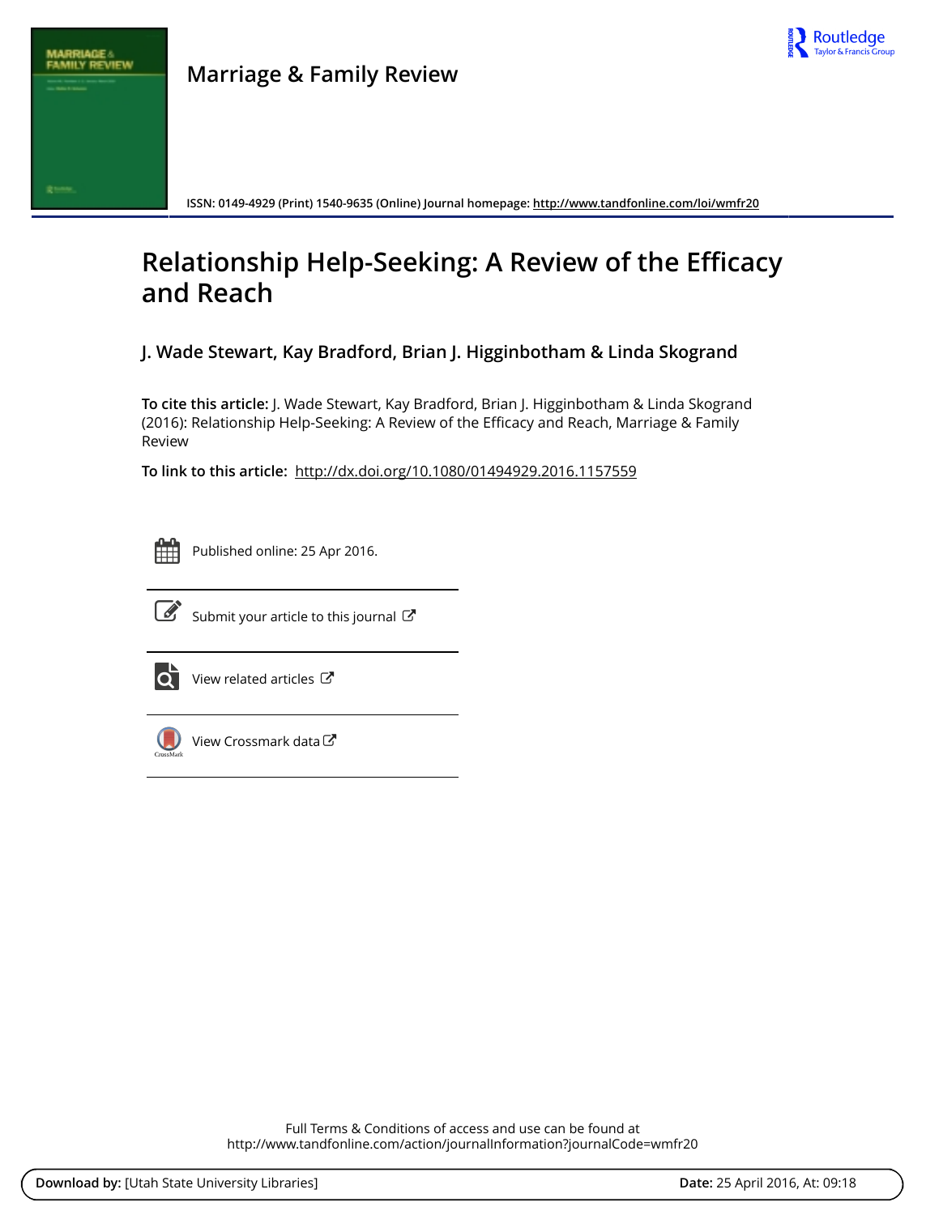Marriage & Family Review

ISSN: 0149-4929 (Print) 1540-9635 (Online) Journal homepage: http://www.tandfonline.com/loi/wmfr20

# Relationship Help-Seeking: A Review of the Efficacy and Reach

## J. Wade Stewart, Kay Bradford, Brian J. Higginbotham & Linda Skogrand

**To cite this article:** J. Wade Stewart, Kay Bradford, Brian J. Higginbotham & Linda Skogrand (2016): Relationship Help-Seeking: A Review of the Efficacy and Reach, Marriage & Family Review

**To link to this article:** http://dx.doi.org/10.1080/01494929.2016.1157559

Published online: 25 Apr 2016.

Submit your article to this journal

View related articles

View Crossmark data

Full Terms & Conditions of access and use can be found at
http://www.tandfonline.com/action/journalInformation?journalCode=wmfr20

**Download by:** [Utah State University Libraries] **Date:** 25 April 2016, At: 09:18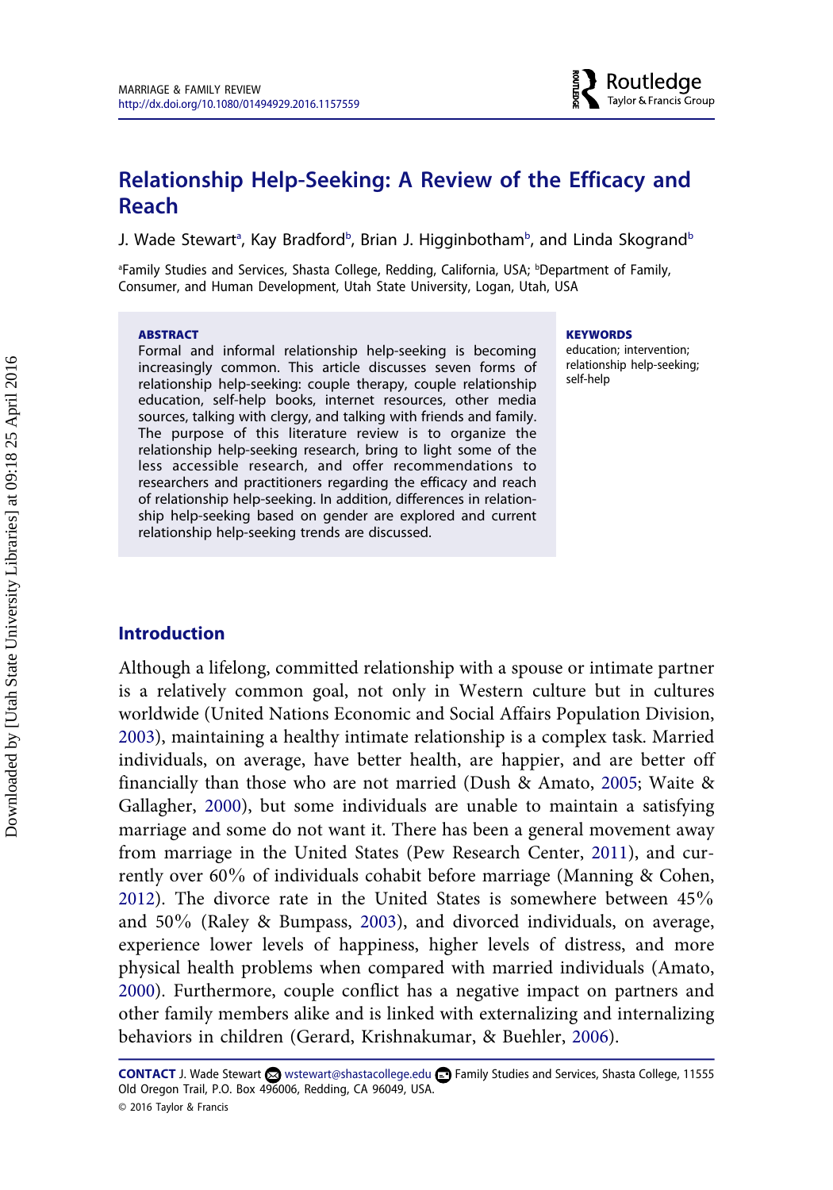# Relationship Help-Seeking: A Review of the Efficacy and Reach

J. Wade Stewart[a], Kay Bradford[b], Brian J. Higginbotham[b], and Linda Skogrand[b]

[a]Family Studies and Services, Shasta College, Redding, California, USA; [b]Department of Family, Consumer, and Human Development, Utah State University, Logan, Utah, USA

**ABSTRACT**

Formal and informal relationship help-seeking is becoming increasingly common. This article discusses seven forms of relationship help-seeking: couple therapy, couple relationship education, self-help books, internet resources, other media sources, talking with clergy, and talking with friends and family. The purpose of this literature review is to organize the relationship help-seeking research, bring to light some of the less accessible research, and offer recommendations to researchers and practitioners regarding the efficacy and reach of relationship help-seeking. In addition, differences in relationship help-seeking based on gender are explored and current relationship help-seeking trends are discussed.

**KEYWORDS**

education; intervention; relationship help-seeking; self-help

## Introduction

Although a lifelong, committed relationship with a spouse or intimate partner is a relatively common goal, not only in Western culture but in cultures worldwide (United Nations Economic and Social Affairs Population Division, 2003), maintaining a healthy intimate relationship is a complex task. Married individuals, on average, have better health, are happier, and are better off financially than those who are not married (Dush & Amato, 2005; Waite & Gallagher, 2000), but some individuals are unable to maintain a satisfying marriage and some do not want it. There has been a general movement away from marriage in the United States (Pew Research Center, 2011), and currently over 60% of individuals cohabit before marriage (Manning & Cohen, 2012). The divorce rate in the United States is somewhere between 45% and 50% (Raley & Bumpass, 2003), and divorced individuals, on average, experience lower levels of happiness, higher levels of distress, and more physical health problems when compared with married individuals (Amato, 2000). Furthermore, couple conflict has a negative impact on partners and other family members alike and is linked with externalizing and internalizing behaviors in children (Gerard, Krishnakumar, & Buehler, 2006).

**CONTACT** J. Wade Stewart wstewart@shastacollege.edu Family Studies and Services, Shasta College, 11555 Old Oregon Trail, P.O. Box 496006, Redding, CA 96049, USA.

© 2016 Taylor & Francis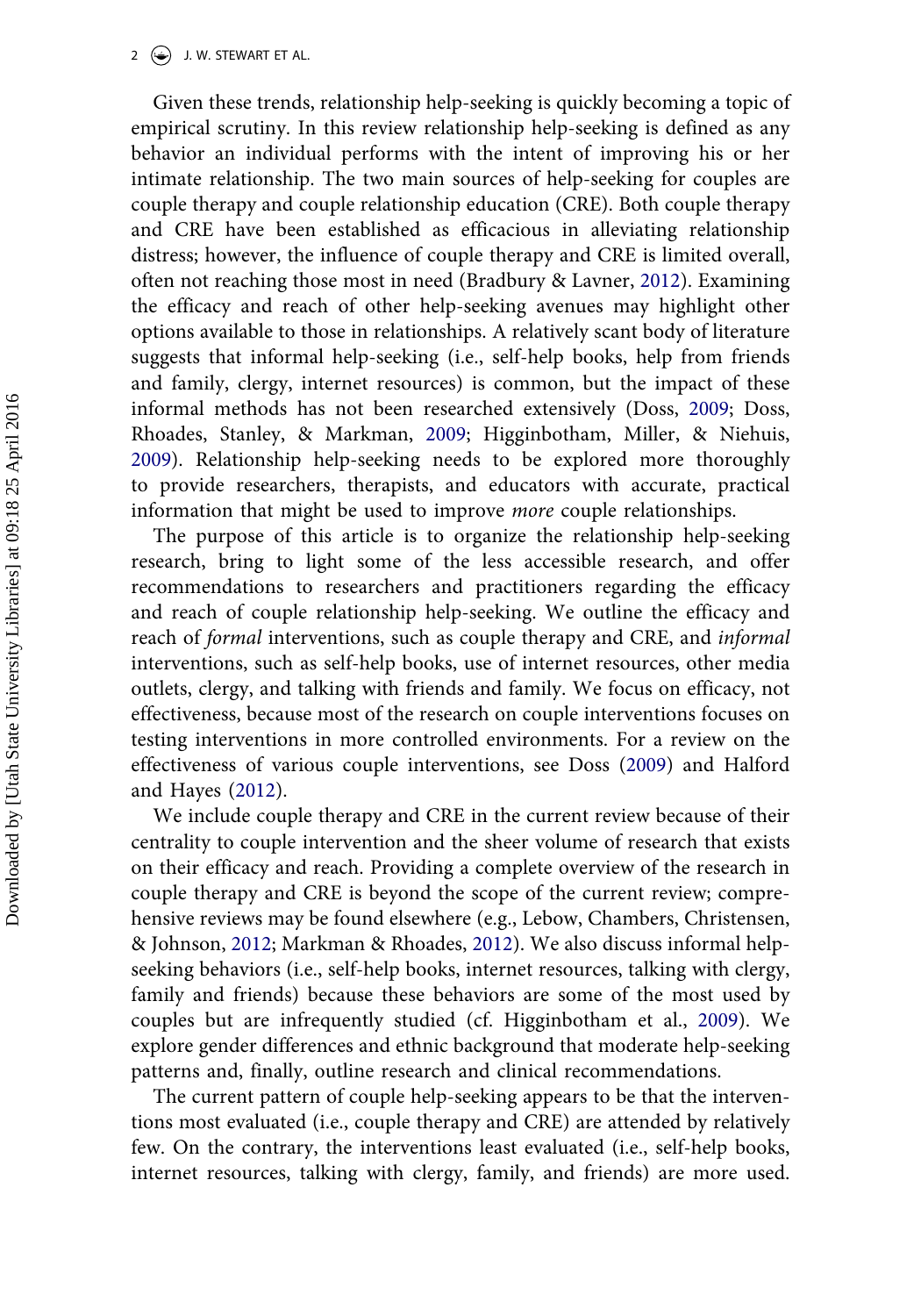Given these trends, relationship help-seeking is quickly becoming a topic of empirical scrutiny. In this review relationship help-seeking is defined as any behavior an individual performs with the intent of improving his or her intimate relationship. The two main sources of help-seeking for couples are couple therapy and couple relationship education (CRE). Both couple therapy and CRE have been established as efficacious in alleviating relationship distress; however, the influence of couple therapy and CRE is limited overall, often not reaching those most in need (Bradbury & Lavner, 2012). Examining the efficacy and reach of other help-seeking avenues may highlight other options available to those in relationships. A relatively scant body of literature suggests that informal help-seeking (i.e., self-help books, help from friends and family, clergy, internet resources) is common, but the impact of these informal methods has not been researched extensively (Doss, 2009; Doss, Rhoades, Stanley, & Markman, 2009; Higginbotham, Miller, & Niehuis, 2009). Relationship help-seeking needs to be explored more thoroughly to provide researchers, therapists, and educators with accurate, practical information that might be used to improve *more* couple relationships.

The purpose of this article is to organize the relationship help-seeking research, bring to light some of the less accessible research, and offer recommendations to researchers and practitioners regarding the efficacy and reach of couple relationship help-seeking. We outline the efficacy and reach of *formal* interventions, such as couple therapy and CRE, and *informal* interventions, such as self-help books, use of internet resources, other media outlets, clergy, and talking with friends and family. We focus on efficacy, not effectiveness, because most of the research on couple interventions focuses on testing interventions in more controlled environments. For a review on the effectiveness of various couple interventions, see Doss (2009) and Halford and Hayes (2012).

We include couple therapy and CRE in the current review because of their centrality to couple intervention and the sheer volume of research that exists on their efficacy and reach. Providing a complete overview of the research in couple therapy and CRE is beyond the scope of the current review; comprehensive reviews may be found elsewhere (e.g., Lebow, Chambers, Christensen, & Johnson, 2012; Markman & Rhoades, 2012). We also discuss informal help-seeking behaviors (i.e., self-help books, internet resources, talking with clergy, family and friends) because these behaviors are some of the most used by couples but are infrequently studied (cf. Higginbotham et al., 2009). We explore gender differences and ethnic background that moderate help-seeking patterns and, finally, outline research and clinical recommendations.

The current pattern of couple help-seeking appears to be that the interventions most evaluated (i.e., couple therapy and CRE) are attended by relatively few. On the contrary, the interventions least evaluated (i.e., self-help books, internet resources, talking with clergy, family, and friends) are more used.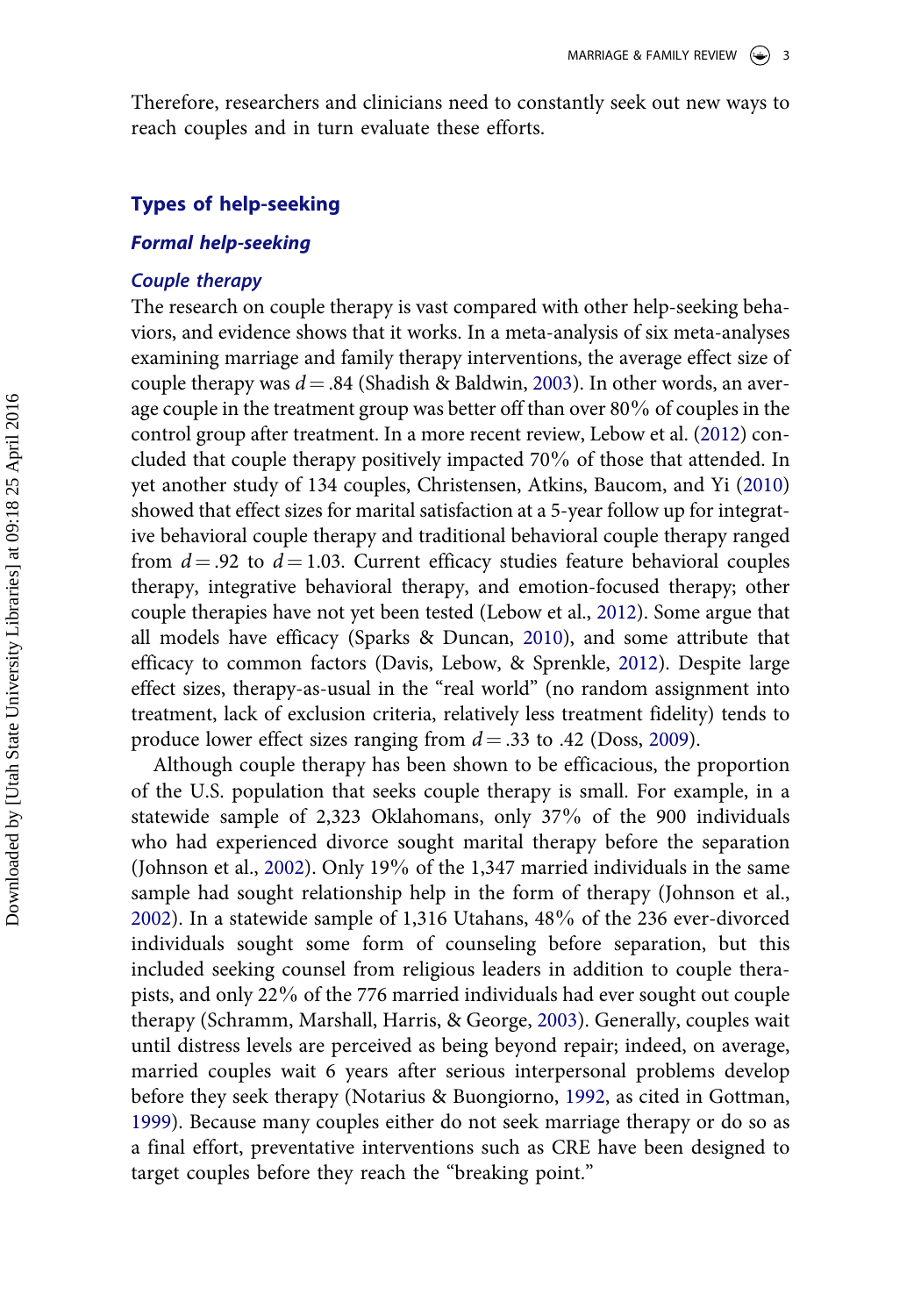Therefore, researchers and clinicians need to constantly seek out new ways to reach couples and in turn evaluate these efforts.

## Types of help-seeking

### *Formal help-seeking*

#### *Couple therapy*

The research on couple therapy is vast compared with other help-seeking behaviors, and evidence shows that it works. In a meta-analysis of six meta-analyses examining marriage and family therapy interventions, the average effect size of couple therapy was $d = .84$ (Shadish & Baldwin, 2003). In other words, an average couple in the treatment group was better off than over 80% of couples in the control group after treatment. In a more recent review, Lebow et al. (2012) concluded that couple therapy positively impacted 70% of those that attended. In yet another study of 134 couples, Christensen, Atkins, Baucom, and Yi (2010) showed that effect sizes for marital satisfaction at a 5-year follow up for integrative behavioral couple therapy and traditional behavioral couple therapy ranged from $d = .92$ to $d = 1.03$. Current efficacy studies feature behavioral couples therapy, integrative behavioral therapy, and emotion-focused therapy; other couple therapies have not yet been tested (Lebow et al., 2012). Some argue that all models have efficacy (Sparks & Duncan, 2010), and some attribute that efficacy to common factors (Davis, Lebow, & Sprenkle, 2012). Despite large effect sizes, therapy-as-usual in the "real world" (no random assignment into treatment, lack of exclusion criteria, relatively less treatment fidelity) tends to produce lower effect sizes ranging from $d = .33$ to .42 (Doss, 2009).

Although couple therapy has been shown to be efficacious, the proportion of the U.S. population that seeks couple therapy is small. For example, in a statewide sample of 2,323 Oklahomans, only 37% of the 900 individuals who had experienced divorce sought marital therapy before the separation (Johnson et al., 2002). Only 19% of the 1,347 married individuals in the same sample had sought relationship help in the form of therapy (Johnson et al., 2002). In a statewide sample of 1,316 Utahans, 48% of the 236 ever-divorced individuals sought some form of counseling before separation, but this included seeking counsel from religious leaders in addition to couple therapists, and only 22% of the 776 married individuals had ever sought out couple therapy (Schramm, Marshall, Harris, & George, 2003). Generally, couples wait until distress levels are perceived as being beyond repair; indeed, on average, married couples wait 6 years after serious interpersonal problems develop before they seek therapy (Notarius & Buongiorno, 1992, as cited in Gottman, 1999). Because many couples either do not seek marriage therapy or do so as a final effort, preventative interventions such as CRE have been designed to target couples before they reach the "breaking point."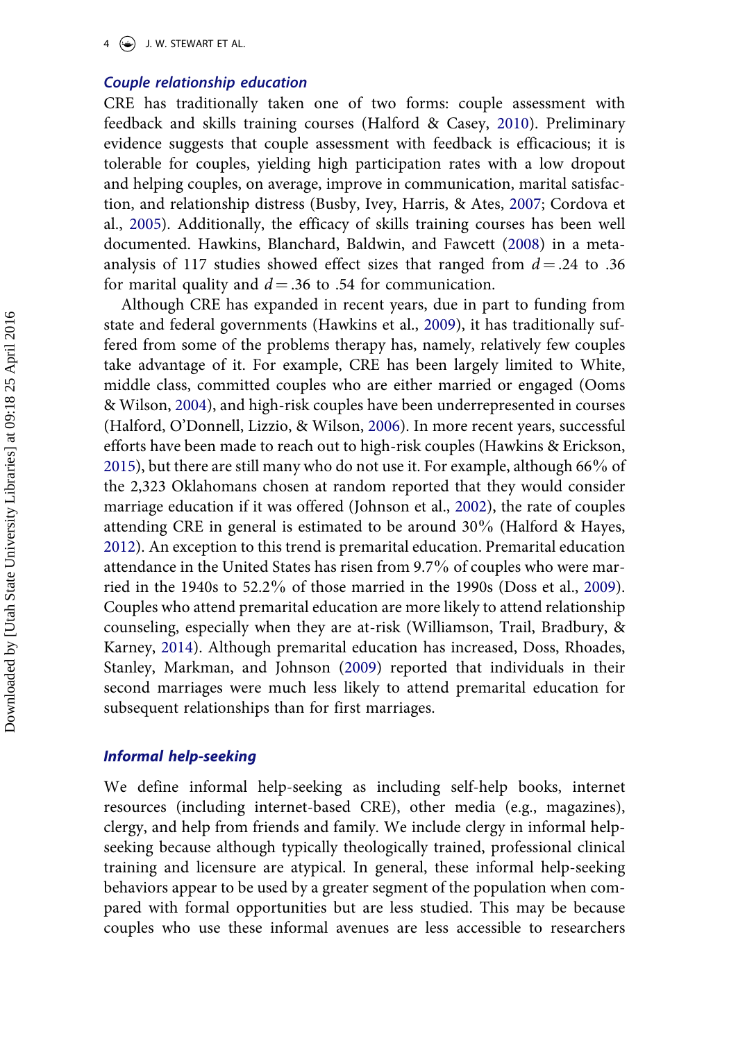### Couple relationship education

CRE has traditionally taken one of two forms: couple assessment with feedback and skills training courses (Halford & Casey, 2010). Preliminary evidence suggests that couple assessment with feedback is efficacious; it is tolerable for couples, yielding high participation rates with a low dropout and helping couples, on average, improve in communication, marital satisfaction, and relationship distress (Busby, Ivey, Harris, & Ates, 2007; Cordova et al., 2005). Additionally, the efficacy of skills training courses has been well documented. Hawkins, Blanchard, Baldwin, and Fawcett (2008) in a meta-analysis of 117 studies showed effect sizes that ranged from $d = .24$ to .36 for marital quality and $d = .36$ to .54 for communication.

Although CRE has expanded in recent years, due in part to funding from state and federal governments (Hawkins et al., 2009), it has traditionally suffered from some of the problems therapy has, namely, relatively few couples take advantage of it. For example, CRE has been largely limited to White, middle class, committed couples who are either married or engaged (Ooms & Wilson, 2004), and high-risk couples have been underrepresented in courses (Halford, O'Donnell, Lizzio, & Wilson, 2006). In more recent years, successful efforts have been made to reach out to high-risk couples (Hawkins & Erickson, 2015), but there are still many who do not use it. For example, although 66% of the 2,323 Oklahomans chosen at random reported that they would consider marriage education if it was offered (Johnson et al., 2002), the rate of couples attending CRE in general is estimated to be around 30% (Halford & Hayes, 2012). An exception to this trend is premarital education. Premarital education attendance in the United States has risen from 9.7% of couples who were married in the 1940s to 52.2% of those married in the 1990s (Doss et al., 2009). Couples who attend premarital education are more likely to attend relationship counseling, especially when they are at-risk (Williamson, Trail, Bradbury, & Karney, 2014). Although premarital education has increased, Doss, Rhoades, Stanley, Markman, and Johnson (2009) reported that individuals in their second marriages were much less likely to attend premarital education for subsequent relationships than for first marriages.

### Informal help-seeking

We define informal help-seeking as including self-help books, internet resources (including internet-based CRE), other media (e.g., magazines), clergy, and help from friends and family. We include clergy in informal help-seeking because although typically theologically trained, professional clinical training and licensure are atypical. In general, these informal help-seeking behaviors appear to be used by a greater segment of the population when compared with formal opportunities but are less studied. This may be because couples who use these informal avenues are less accessible to researchers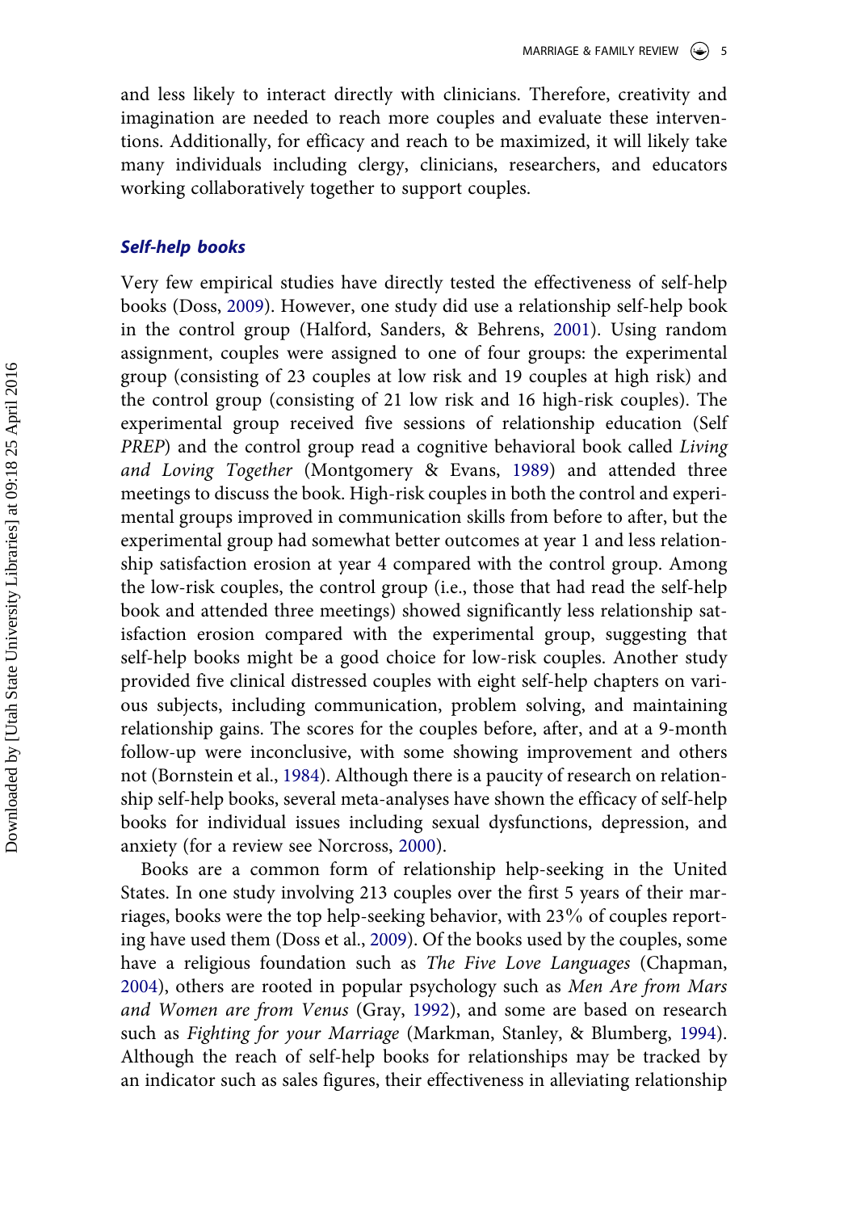and less likely to interact directly with clinicians. Therefore, creativity and imagination are needed to reach more couples and evaluate these interventions. Additionally, for efficacy and reach to be maximized, it will likely take many individuals including clergy, clinicians, researchers, and educators working collaboratively together to support couples.

### *Self-help books*

Very few empirical studies have directly tested the effectiveness of self-help books (Doss, 2009). However, one study did use a relationship self-help book in the control group (Halford, Sanders, & Behrens, 2001). Using random assignment, couples were assigned to one of four groups: the experimental group (consisting of 23 couples at low risk and 19 couples at high risk) and the control group (consisting of 21 low risk and 16 high-risk couples). The experimental group received five sessions of relationship education (Self *PREP*) and the control group read a cognitive behavioral book called *Living and Loving Together* (Montgomery & Evans, 1989) and attended three meetings to discuss the book. High-risk couples in both the control and experimental groups improved in communication skills from before to after, but the experimental group had somewhat better outcomes at year 1 and less relationship satisfaction erosion at year 4 compared with the control group. Among the low-risk couples, the control group (i.e., those that had read the self-help book and attended three meetings) showed significantly less relationship satisfaction erosion compared with the experimental group, suggesting that self-help books might be a good choice for low-risk couples. Another study provided five clinical distressed couples with eight self-help chapters on various subjects, including communication, problem solving, and maintaining relationship gains. The scores for the couples before, after, and at a 9-month follow-up were inconclusive, with some showing improvement and others not (Bornstein et al., 1984). Although there is a paucity of research on relationship self-help books, several meta-analyses have shown the efficacy of self-help books for individual issues including sexual dysfunctions, depression, and anxiety (for a review see Norcross, 2000).

Books are a common form of relationship help-seeking in the United States. In one study involving 213 couples over the first 5 years of their marriages, books were the top help-seeking behavior, with 23% of couples reporting have used them (Doss et al., 2009). Of the books used by the couples, some have a religious foundation such as *The Five Love Languages* (Chapman, 2004), others are rooted in popular psychology such as *Men Are from Mars and Women are from Venus* (Gray, 1992), and some are based on research such as *Fighting for your Marriage* (Markman, Stanley, & Blumberg, 1994). Although the reach of self-help books for relationships may be tracked by an indicator such as sales figures, their effectiveness in alleviating relationship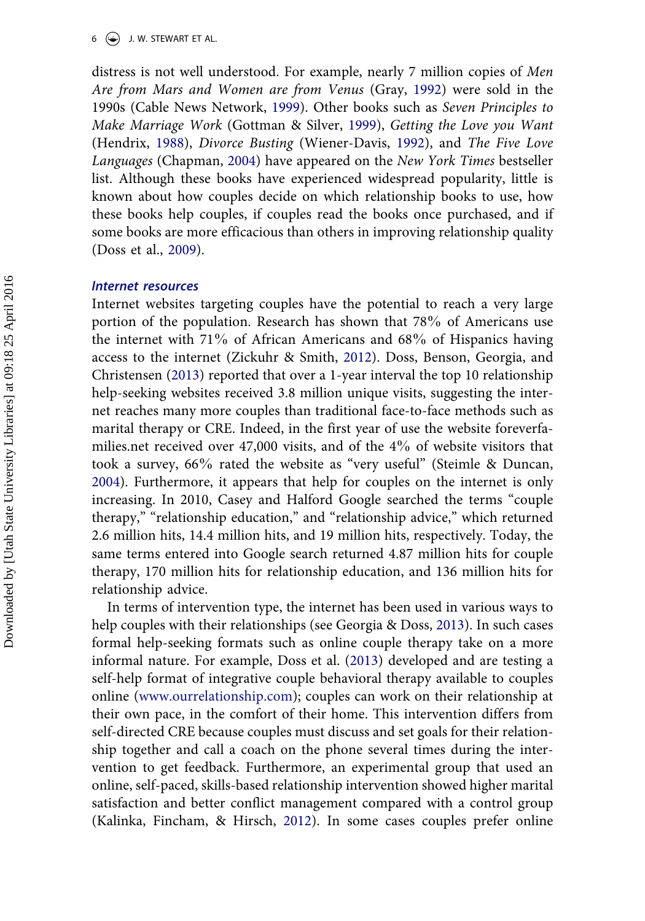distress is not well understood. For example, nearly 7 million copies of *Men Are from Mars and Women are from Venus* (Gray, 1992) were sold in the 1990s (Cable News Network, 1999). Other books such as *Seven Principles to Make Marriage Work* (Gottman & Silver, 1999), *Getting the Love you Want* (Hendrix, 1988), *Divorce Busting* (Wiener-Davis, 1992), and *The Five Love Languages* (Chapman, 2004) have appeared on the *New York Times* bestseller list. Although these books have experienced widespread popularity, little is known about how couples decide on which relationship books to use, how these books help couples, if couples read the books once purchased, and if some books are more efficacious than others in improving relationship quality (Doss et al., 2009).

### *Internet resources*

Internet websites targeting couples have the potential to reach a very large portion of the population. Research has shown that 78% of Americans use the internet with 71% of African Americans and 68% of Hispanics having access to the internet (Zickuhr & Smith, 2012). Doss, Benson, Georgia, and Christensen (2013) reported that over a 1-year interval the top 10 relationship help-seeking websites received 3.8 million unique visits, suggesting the internet reaches many more couples than traditional face-to-face methods such as marital therapy or CRE. Indeed, in the first year of use the website foreverfamilies.net received over 47,000 visits, and of the 4% of website visitors that took a survey, 66% rated the website as "very useful" (Steimle & Duncan, 2004). Furthermore, it appears that help for couples on the internet is only increasing. In 2010, Casey and Halford Google searched the terms "couple therapy," "relationship education," and "relationship advice," which returned 2.6 million hits, 14.4 million hits, and 19 million hits, respectively. Today, the same terms entered into Google search returned 4.87 million hits for couple therapy, 170 million hits for relationship education, and 136 million hits for relationship advice.

In terms of intervention type, the internet has been used in various ways to help couples with their relationships (see Georgia & Doss, 2013). In such cases formal help-seeking formats such as online couple therapy take on a more informal nature. For example, Doss et al. (2013) developed and are testing a self-help format of integrative couple behavioral therapy available to couples online (www.ourrelationship.com); couples can work on their relationship at their own pace, in the comfort of their home. This intervention differs from self-directed CRE because couples must discuss and set goals for their relationship together and call a coach on the phone several times during the intervention to get feedback. Furthermore, an experimental group that used an online, self-paced, skills-based relationship intervention showed higher marital satisfaction and better conflict management compared with a control group (Kalinka, Fincham, & Hirsch, 2012). In some cases couples prefer online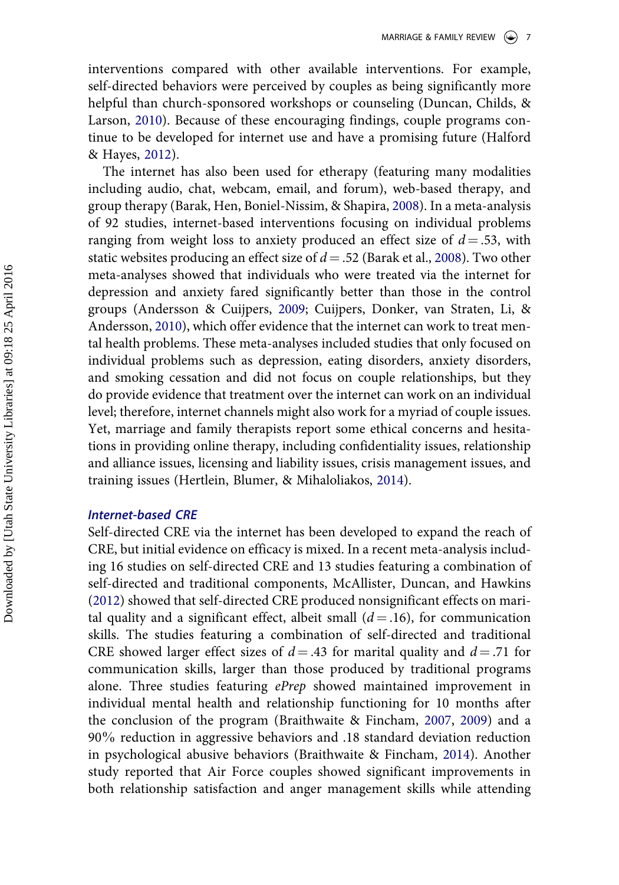interventions compared with other available interventions. For example, self-directed behaviors were perceived by couples as being significantly more helpful than church-sponsored workshops or counseling (Duncan, Childs, & Larson, 2010). Because of these encouraging findings, couple programs continue to be developed for internet use and have a promising future (Halford & Hayes, 2012).

The internet has also been used for etherapy (featuring many modalities including audio, chat, webcam, email, and forum), web-based therapy, and group therapy (Barak, Hen, Boniel-Nissim, & Shapira, 2008). In a meta-analysis of 92 studies, internet-based interventions focusing on individual problems ranging from weight loss to anxiety produced an effect size of $d = .53$, with static websites producing an effect size of $d = .52$ (Barak et al., 2008). Two other meta-analyses showed that individuals who were treated via the internet for depression and anxiety fared significantly better than those in the control groups (Andersson & Cuijpers, 2009; Cuijpers, Donker, van Straten, Li, & Andersson, 2010), which offer evidence that the internet can work to treat mental health problems. These meta-analyses included studies that only focused on individual problems such as depression, eating disorders, anxiety disorders, and smoking cessation and did not focus on couple relationships, but they do provide evidence that treatment over the internet can work on an individual level; therefore, internet channels might also work for a myriad of couple issues. Yet, marriage and family therapists report some ethical concerns and hesitations in providing online therapy, including confidentiality issues, relationship and alliance issues, licensing and liability issues, crisis management issues, and training issues (Hertlein, Blumer, & Mihaloliakos, 2014).

### *Internet-based CRE*

Self-directed CRE via the internet has been developed to expand the reach of CRE, but initial evidence on efficacy is mixed. In a recent meta-analysis including 16 studies on self-directed CRE and 13 studies featuring a combination of self-directed and traditional components, McAllister, Duncan, and Hawkins (2012) showed that self-directed CRE produced nonsignificant effects on marital quality and a significant effect, albeit small ($d = .16$), for communication skills. The studies featuring a combination of self-directed and traditional CRE showed larger effect sizes of $d = .43$ for marital quality and $d = .71$ for communication skills, larger than those produced by traditional programs alone. Three studies featuring *ePrep* showed maintained improvement in individual mental health and relationship functioning for 10 months after the conclusion of the program (Braithwaite & Fincham, 2007, 2009) and a 90% reduction in aggressive behaviors and .18 standard deviation reduction in psychological abusive behaviors (Braithwaite & Fincham, 2014). Another study reported that Air Force couples showed significant improvements in both relationship satisfaction and anger management skills while attending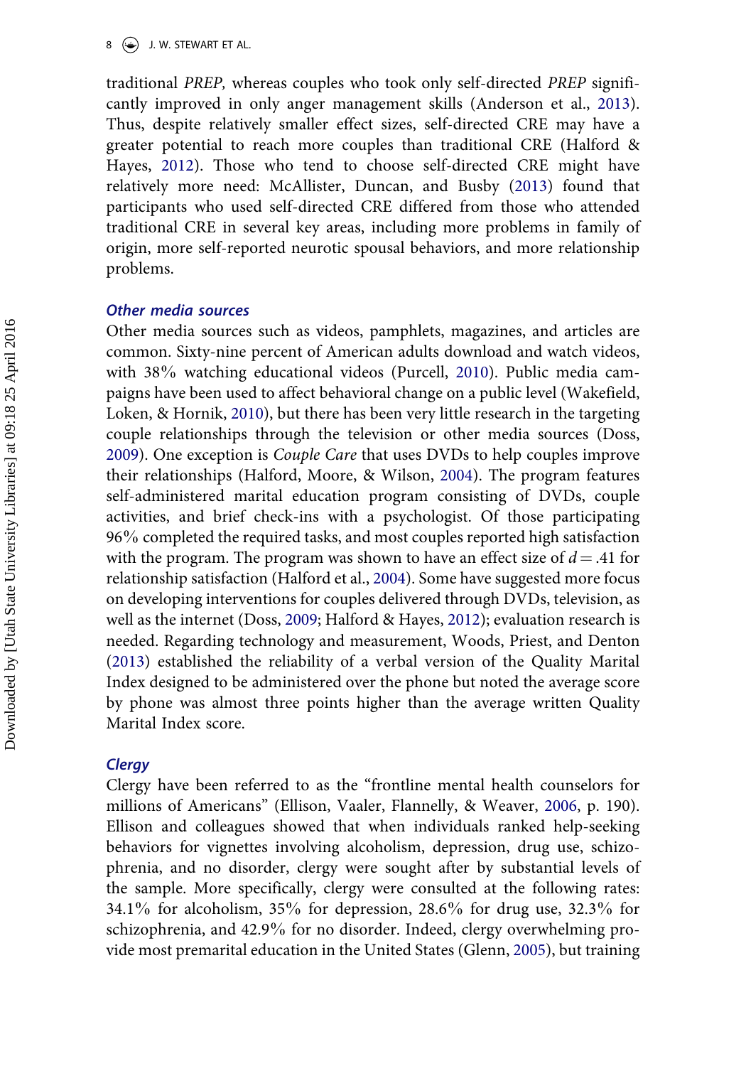traditional *PREP,* whereas couples who took only self-directed *PREP* significantly improved in only anger management skills (Anderson et al., 2013). Thus, despite relatively smaller effect sizes, self-directed CRE may have a greater potential to reach more couples than traditional CRE (Halford & Hayes, 2012). Those who tend to choose self-directed CRE might have relatively more need: McAllister, Duncan, and Busby (2013) found that participants who used self-directed CRE differed from those who attended traditional CRE in several key areas, including more problems in family of origin, more self-reported neurotic spousal behaviors, and more relationship problems.

### *Other media sources*

Other media sources such as videos, pamphlets, magazines, and articles are common. Sixty-nine percent of American adults download and watch videos, with 38% watching educational videos (Purcell, 2010). Public media campaigns have been used to affect behavioral change on a public level (Wakefield, Loken, & Hornik, 2010), but there has been very little research in the targeting couple relationships through the television or other media sources (Doss, 2009). One exception is *Couple Care* that uses DVDs to help couples improve their relationships (Halford, Moore, & Wilson, 2004). The program features self-administered marital education program consisting of DVDs, couple activities, and brief check-ins with a psychologist. Of those participating 96% completed the required tasks, and most couples reported high satisfaction with the program. The program was shown to have an effect size of $d = .41$ for relationship satisfaction (Halford et al., 2004). Some have suggested more focus on developing interventions for couples delivered through DVDs, television, as well as the internet (Doss, 2009; Halford & Hayes, 2012); evaluation research is needed. Regarding technology and measurement, Woods, Priest, and Denton (2013) established the reliability of a verbal version of the Quality Marital Index designed to be administered over the phone but noted the average score by phone was almost three points higher than the average written Quality Marital Index score.

### *Clergy*

Clergy have been referred to as the "frontline mental health counselors for millions of Americans" (Ellison, Vaaler, Flannelly, & Weaver, 2006, p. 190). Ellison and colleagues showed that when individuals ranked help-seeking behaviors for vignettes involving alcoholism, depression, drug use, schizophrenia, and no disorder, clergy were sought after by substantial levels of the sample. More specifically, clergy were consulted at the following rates: 34.1% for alcoholism, 35% for depression, 28.6% for drug use, 32.3% for schizophrenia, and 42.9% for no disorder. Indeed, clergy overwhelming provide most premarital education in the United States (Glenn, 2005), but training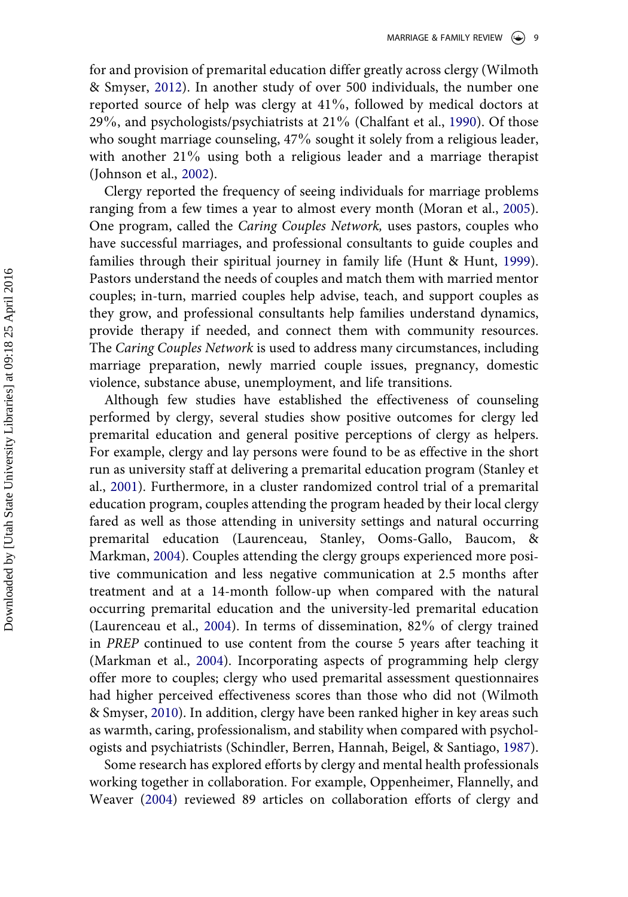for and provision of premarital education differ greatly across clergy (Wilmoth & Smyser, 2012). In another study of over 500 individuals, the number one reported source of help was clergy at 41%, followed by medical doctors at 29%, and psychologists/psychiatrists at 21% (Chalfant et al., 1990). Of those who sought marriage counseling, 47% sought it solely from a religious leader, with another 21% using both a religious leader and a marriage therapist (Johnson et al., 2002).

Clergy reported the frequency of seeing individuals for marriage problems ranging from a few times a year to almost every month (Moran et al., 2005). One program, called the *Caring Couples Network,* uses pastors, couples who have successful marriages, and professional consultants to guide couples and families through their spiritual journey in family life (Hunt & Hunt, 1999). Pastors understand the needs of couples and match them with married mentor couples; in-turn, married couples help advise, teach, and support couples as they grow, and professional consultants help families understand dynamics, provide therapy if needed, and connect them with community resources. The *Caring Couples Network* is used to address many circumstances, including marriage preparation, newly married couple issues, pregnancy, domestic violence, substance abuse, unemployment, and life transitions.

Although few studies have established the effectiveness of counseling performed by clergy, several studies show positive outcomes for clergy led premarital education and general positive perceptions of clergy as helpers. For example, clergy and lay persons were found to be as effective in the short run as university staff at delivering a premarital education program (Stanley et al., 2001). Furthermore, in a cluster randomized control trial of a premarital education program, couples attending the program headed by their local clergy fared as well as those attending in university settings and natural occurring premarital education (Laurenceau, Stanley, Ooms-Gallo, Baucom, & Markman, 2004). Couples attending the clergy groups experienced more positive communication and less negative communication at 2.5 months after treatment and at a 14-month follow-up when compared with the natural occurring premarital education and the university-led premarital education (Laurenceau et al., 2004). In terms of dissemination, 82% of clergy trained in *PREP* continued to use content from the course 5 years after teaching it (Markman et al., 2004). Incorporating aspects of programming help clergy offer more to couples; clergy who used premarital assessment questionnaires had higher perceived effectiveness scores than those who did not (Wilmoth & Smyser, 2010). In addition, clergy have been ranked higher in key areas such as warmth, caring, professionalism, and stability when compared with psychologists and psychiatrists (Schindler, Berren, Hannah, Beigel, & Santiago, 1987).

Some research has explored efforts by clergy and mental health professionals working together in collaboration. For example, Oppenheimer, Flannelly, and Weaver (2004) reviewed 89 articles on collaboration efforts of clergy and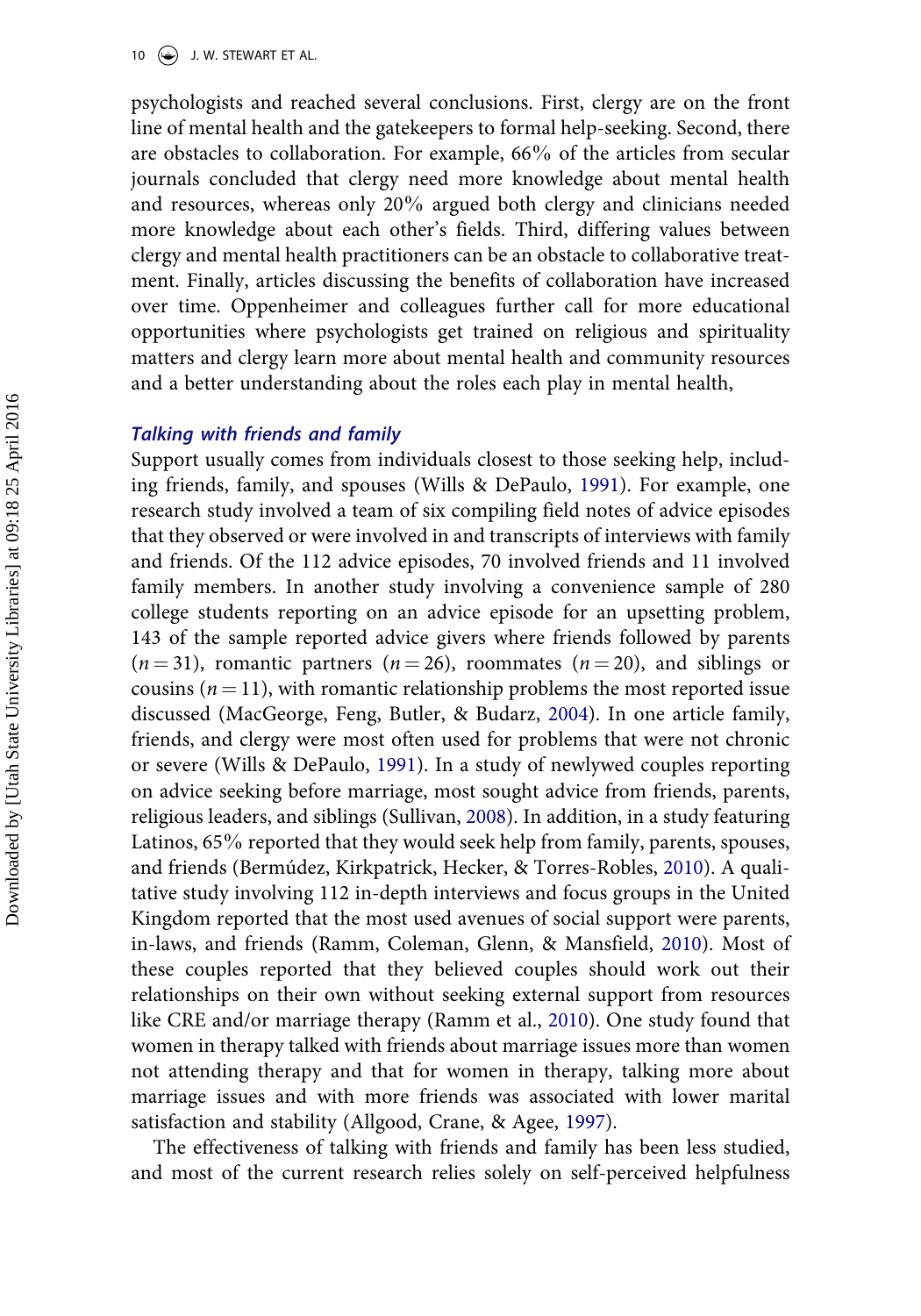psychologists and reached several conclusions. First, clergy are on the front line of mental health and the gatekeepers to formal help-seeking. Second, there are obstacles to collaboration. For example, 66% of the articles from secular journals concluded that clergy need more knowledge about mental health and resources, whereas only 20% argued both clergy and clinicians needed more knowledge about each other's fields. Third, differing values between clergy and mental health practitioners can be an obstacle to collaborative treatment. Finally, articles discussing the benefits of collaboration have increased over time. Oppenheimer and colleagues further call for more educational opportunities where psychologists get trained on religious and spirituality matters and clergy learn more about mental health and community resources and a better understanding about the roles each play in mental health,

### *Talking with friends and family*

Support usually comes from individuals closest to those seeking help, including friends, family, and spouses (Wills & DePaulo, 1991). For example, one research study involved a team of six compiling field notes of advice episodes that they observed or were involved in and transcripts of interviews with family and friends. Of the 112 advice episodes, 70 involved friends and 11 involved family members. In another study involving a convenience sample of 280 college students reporting on an advice episode for an upsetting problem, 143 of the sample reported advice givers where friends followed by parents ($n = 31$), romantic partners ($n = 26$), roommates ($n = 20$), and siblings or cousins ($n = 11$), with romantic relationship problems the most reported issue discussed (MacGeorge, Feng, Butler, & Budarz, 2004). In one article family, friends, and clergy were most often used for problems that were not chronic or severe (Wills & DePaulo, 1991). In a study of newlywed couples reporting on advice seeking before marriage, most sought advice from friends, parents, religious leaders, and siblings (Sullivan, 2008). In addition, in a study featuring Latinos, 65% reported that they would seek help from family, parents, spouses, and friends (Bermúdez, Kirkpatrick, Hecker, & Torres-Robles, 2010). A qualitative study involving 112 in-depth interviews and focus groups in the United Kingdom reported that the most used avenues of social support were parents, in-laws, and friends (Ramm, Coleman, Glenn, & Mansfield, 2010). Most of these couples reported that they believed couples should work out their relationships on their own without seeking external support from resources like CRE and/or marriage therapy (Ramm et al., 2010). One study found that women in therapy talked with friends about marriage issues more than women not attending therapy and that for women in therapy, talking more about marriage issues and with more friends was associated with lower marital satisfaction and stability (Allgood, Crane, & Agee, 1997).

The effectiveness of talking with friends and family has been less studied, and most of the current research relies solely on self-perceived helpfulness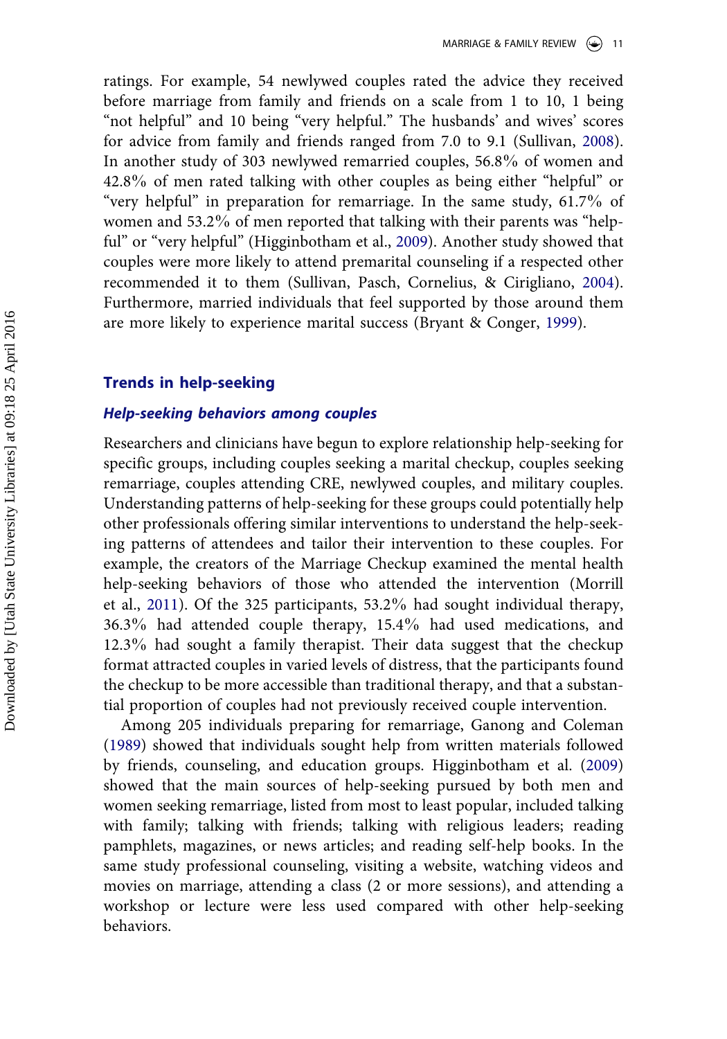ratings. For example, 54 newlywed couples rated the advice they received before marriage from family and friends on a scale from 1 to 10, 1 being "not helpful" and 10 being "very helpful." The husbands' and wives' scores for advice from family and friends ranged from 7.0 to 9.1 (Sullivan, 2008). In another study of 303 newlywed remarried couples, 56.8% of women and 42.8% of men rated talking with other couples as being either "helpful" or "very helpful" in preparation for remarriage. In the same study, 61.7% of women and 53.2% of men reported that talking with their parents was "helpful" or "very helpful" (Higginbotham et al., 2009). Another study showed that couples were more likely to attend premarital counseling if a respected other recommended it to them (Sullivan, Pasch, Cornelius, & Cirigliano, 2004). Furthermore, married individuals that feel supported by those around them are more likely to experience marital success (Bryant & Conger, 1999).

## Trends in help-seeking

### *Help-seeking behaviors among couples*

Researchers and clinicians have begun to explore relationship help-seeking for specific groups, including couples seeking a marital checkup, couples seeking remarriage, couples attending CRE, newlywed couples, and military couples. Understanding patterns of help-seeking for these groups could potentially help other professionals offering similar interventions to understand the help-seeking patterns of attendees and tailor their intervention to these couples. For example, the creators of the Marriage Checkup examined the mental health help-seeking behaviors of those who attended the intervention (Morrill et al., 2011). Of the 325 participants, 53.2% had sought individual therapy, 36.3% had attended couple therapy, 15.4% had used medications, and 12.3% had sought a family therapist. Their data suggest that the checkup format attracted couples in varied levels of distress, that the participants found the checkup to be more accessible than traditional therapy, and that a substantial proportion of couples had not previously received couple intervention.

Among 205 individuals preparing for remarriage, Ganong and Coleman (1989) showed that individuals sought help from written materials followed by friends, counseling, and education groups. Higginbotham et al. (2009) showed that the main sources of help-seeking pursued by both men and women seeking remarriage, listed from most to least popular, included talking with family; talking with friends; talking with religious leaders; reading pamphlets, magazines, or news articles; and reading self-help books. In the same study professional counseling, visiting a website, watching videos and movies on marriage, attending a class (2 or more sessions), and attending a workshop or lecture were less used compared with other help-seeking behaviors.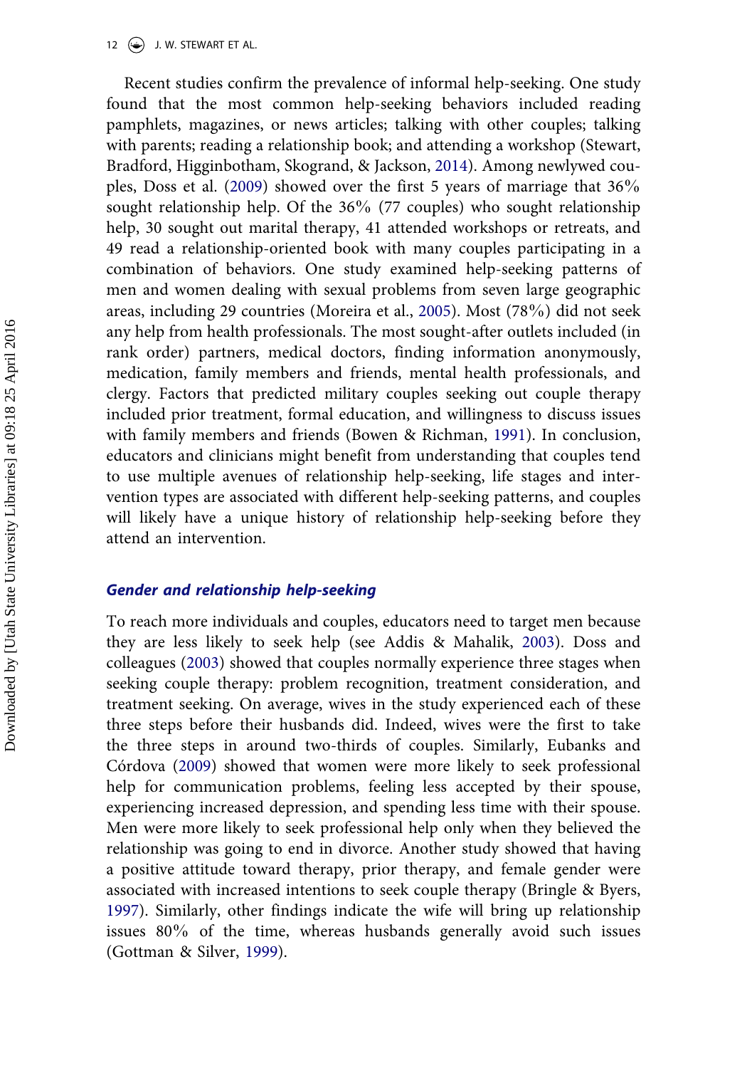Recent studies confirm the prevalence of informal help-seeking. One study found that the most common help-seeking behaviors included reading pamphlets, magazines, or news articles; talking with other couples; talking with parents; reading a relationship book; and attending a workshop (Stewart, Bradford, Higginbotham, Skogrand, & Jackson, 2014). Among newlywed couples, Doss et al. (2009) showed over the first 5 years of marriage that 36% sought relationship help. Of the 36% (77 couples) who sought relationship help, 30 sought out marital therapy, 41 attended workshops or retreats, and 49 read a relationship-oriented book with many couples participating in a combination of behaviors. One study examined help-seeking patterns of men and women dealing with sexual problems from seven large geographic areas, including 29 countries (Moreira et al., 2005). Most (78%) did not seek any help from health professionals. The most sought-after outlets included (in rank order) partners, medical doctors, finding information anonymously, medication, family members and friends, mental health professionals, and clergy. Factors that predicted military couples seeking out couple therapy included prior treatment, formal education, and willingness to discuss issues with family members and friends (Bowen & Richman, 1991). In conclusion, educators and clinicians might benefit from understanding that couples tend to use multiple avenues of relationship help-seeking, life stages and intervention types are associated with different help-seeking patterns, and couples will likely have a unique history of relationship help-seeking before they attend an intervention.

### *Gender and relationship help-seeking*

To reach more individuals and couples, educators need to target men because they are less likely to seek help (see Addis & Mahalik, 2003). Doss and colleagues (2003) showed that couples normally experience three stages when seeking couple therapy: problem recognition, treatment consideration, and treatment seeking. On average, wives in the study experienced each of these three steps before their husbands did. Indeed, wives were the first to take the three steps in around two-thirds of couples. Similarly, Eubanks and Córdova (2009) showed that women were more likely to seek professional help for communication problems, feeling less accepted by their spouse, experiencing increased depression, and spending less time with their spouse. Men were more likely to seek professional help only when they believed the relationship was going to end in divorce. Another study showed that having a positive attitude toward therapy, prior therapy, and female gender were associated with increased intentions to seek couple therapy (Bringle & Byers, 1997). Similarly, other findings indicate the wife will bring up relationship issues 80% of the time, whereas husbands generally avoid such issues (Gottman & Silver, 1999).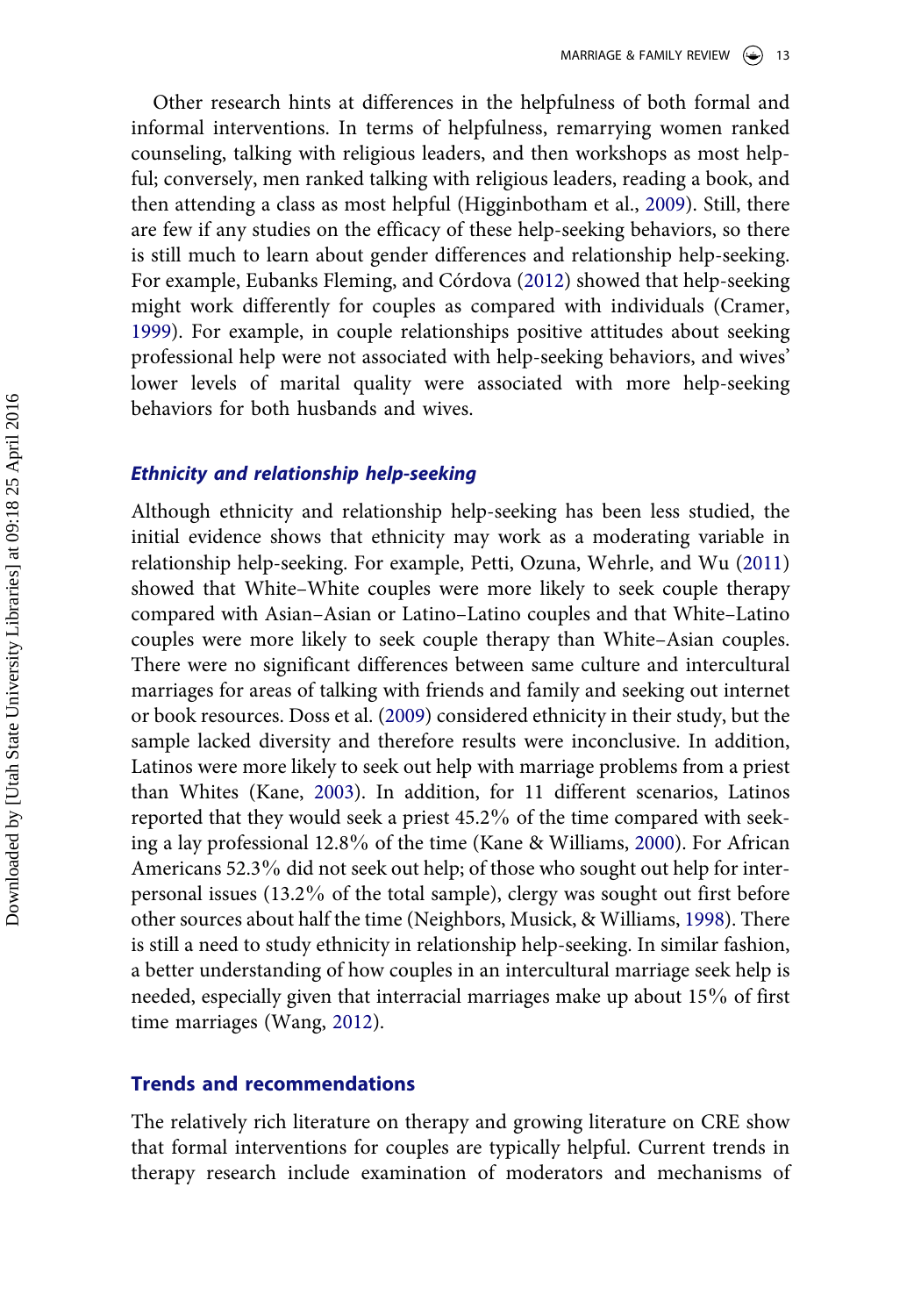Other research hints at differences in the helpfulness of both formal and informal interventions. In terms of helpfulness, remarrying women ranked counseling, talking with religious leaders, and then workshops as most helpful; conversely, men ranked talking with religious leaders, reading a book, and then attending a class as most helpful (Higginbotham et al., 2009). Still, there are few if any studies on the efficacy of these help-seeking behaviors, so there is still much to learn about gender differences and relationship help-seeking. For example, Eubanks Fleming, and Córdova (2012) showed that help-seeking might work differently for couples as compared with individuals (Cramer, 1999). For example, in couple relationships positive attitudes about seeking professional help were not associated with help-seeking behaviors, and wives' lower levels of marital quality were associated with more help-seeking behaviors for both husbands and wives.

### *Ethnicity and relationship help-seeking*

Although ethnicity and relationship help-seeking has been less studied, the initial evidence shows that ethnicity may work as a moderating variable in relationship help-seeking. For example, Petti, Ozuna, Wehrle, and Wu (2011) showed that White–White couples were more likely to seek couple therapy compared with Asian–Asian or Latino–Latino couples and that White–Latino couples were more likely to seek couple therapy than White–Asian couples. There were no significant differences between same culture and intercultural marriages for areas of talking with friends and family and seeking out internet or book resources. Doss et al. (2009) considered ethnicity in their study, but the sample lacked diversity and therefore results were inconclusive. In addition, Latinos were more likely to seek out help with marriage problems from a priest than Whites (Kane, 2003). In addition, for 11 different scenarios, Latinos reported that they would seek a priest 45.2% of the time compared with seeking a lay professional 12.8% of the time (Kane & Williams, 2000). For African Americans 52.3% did not seek out help; of those who sought out help for interpersonal issues (13.2% of the total sample), clergy was sought out first before other sources about half the time (Neighbors, Musick, & Williams, 1998). There is still a need to study ethnicity in relationship help-seeking. In similar fashion, a better understanding of how couples in an intercultural marriage seek help is needed, especially given that interracial marriages make up about 15% of first time marriages (Wang, 2012).

## Trends and recommendations

The relatively rich literature on therapy and growing literature on CRE show that formal interventions for couples are typically helpful. Current trends in therapy research include examination of moderators and mechanisms of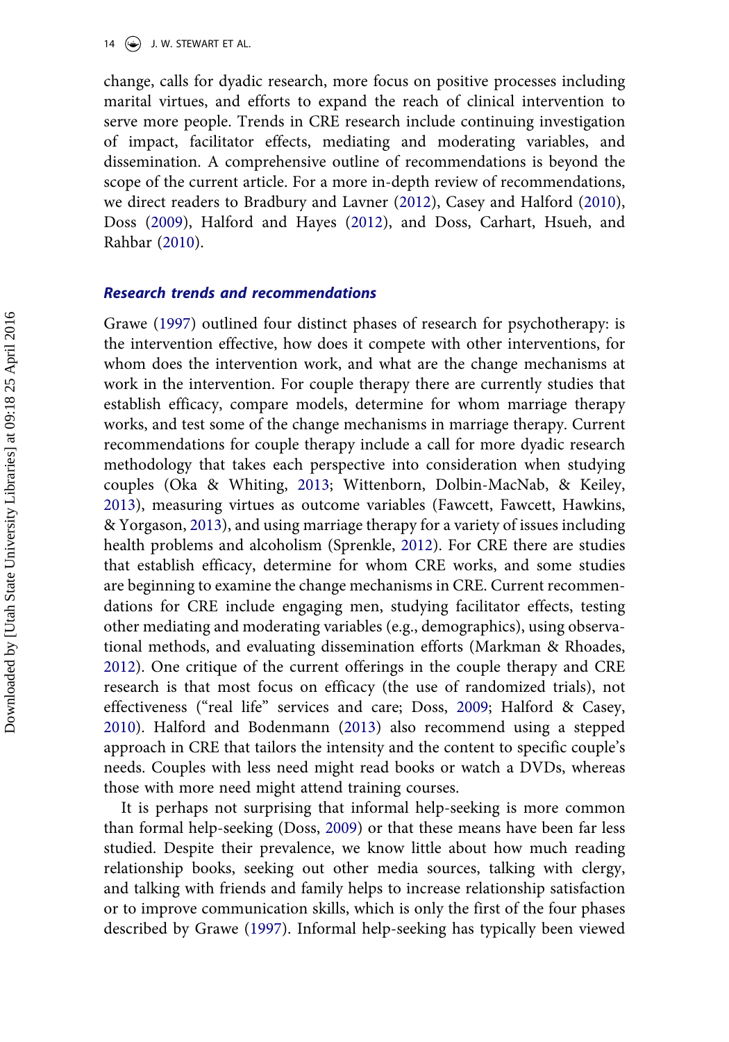change, calls for dyadic research, more focus on positive processes including marital virtues, and efforts to expand the reach of clinical intervention to serve more people. Trends in CRE research include continuing investigation of impact, facilitator effects, mediating and moderating variables, and dissemination. A comprehensive outline of recommendations is beyond the scope of the current article. For a more in-depth review of recommendations, we direct readers to Bradbury and Lavner (2012), Casey and Halford (2010), Doss (2009), Halford and Hayes (2012), and Doss, Carhart, Hsueh, and Rahbar (2010).

### *Research trends and recommendations*

Grawe (1997) outlined four distinct phases of research for psychotherapy: is the intervention effective, how does it compete with other interventions, for whom does the intervention work, and what are the change mechanisms at work in the intervention. For couple therapy there are currently studies that establish efficacy, compare models, determine for whom marriage therapy works, and test some of the change mechanisms in marriage therapy. Current recommendations for couple therapy include a call for more dyadic research methodology that takes each perspective into consideration when studying couples (Oka & Whiting, 2013; Wittenborn, Dolbin-MacNab, & Keiley, 2013), measuring virtues as outcome variables (Fawcett, Fawcett, Hawkins, & Yorgason, 2013), and using marriage therapy for a variety of issues including health problems and alcoholism (Sprenkle, 2012). For CRE there are studies that establish efficacy, determine for whom CRE works, and some studies are beginning to examine the change mechanisms in CRE. Current recommendations for CRE include engaging men, studying facilitator effects, testing other mediating and moderating variables (e.g., demographics), using observational methods, and evaluating dissemination efforts (Markman & Rhoades, 2012). One critique of the current offerings in the couple therapy and CRE research is that most focus on efficacy (the use of randomized trials), not effectiveness ("real life" services and care; Doss, 2009; Halford & Casey, 2010). Halford and Bodenmann (2013) also recommend using a stepped approach in CRE that tailors the intensity and the content to specific couple's needs. Couples with less need might read books or watch a DVDs, whereas those with more need might attend training courses.

It is perhaps not surprising that informal help-seeking is more common than formal help-seeking (Doss, 2009) or that these means have been far less studied. Despite their prevalence, we know little about how much reading relationship books, seeking out other media sources, talking with clergy, and talking with friends and family helps to increase relationship satisfaction or to improve communication skills, which is only the first of the four phases described by Grawe (1997). Informal help-seeking has typically been viewed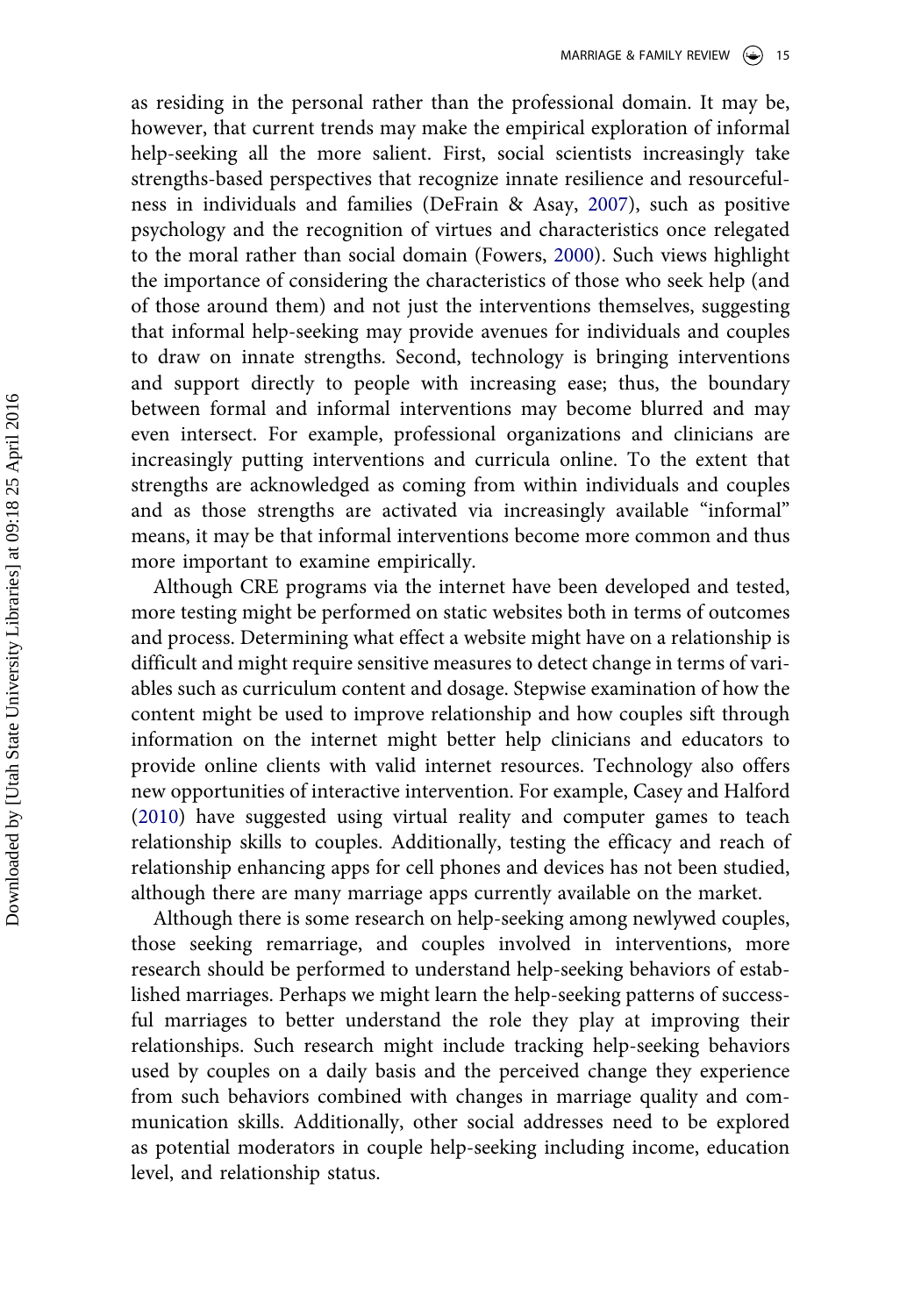as residing in the personal rather than the professional domain. It may be, however, that current trends may make the empirical exploration of informal help-seeking all the more salient. First, social scientists increasingly take strengths-based perspectives that recognize innate resilience and resourcefulness in individuals and families (DeFrain & Asay, 2007), such as positive psychology and the recognition of virtues and characteristics once relegated to the moral rather than social domain (Fowers, 2000). Such views highlight the importance of considering the characteristics of those who seek help (and of those around them) and not just the interventions themselves, suggesting that informal help-seeking may provide avenues for individuals and couples to draw on innate strengths. Second, technology is bringing interventions and support directly to people with increasing ease; thus, the boundary between formal and informal interventions may become blurred and may even intersect. For example, professional organizations and clinicians are increasingly putting interventions and curricula online. To the extent that strengths are acknowledged as coming from within individuals and couples and as those strengths are activated via increasingly available "informal" means, it may be that informal interventions become more common and thus more important to examine empirically.

Although CRE programs via the internet have been developed and tested, more testing might be performed on static websites both in terms of outcomes and process. Determining what effect a website might have on a relationship is difficult and might require sensitive measures to detect change in terms of variables such as curriculum content and dosage. Stepwise examination of how the content might be used to improve relationship and how couples sift through information on the internet might better help clinicians and educators to provide online clients with valid internet resources. Technology also offers new opportunities of interactive intervention. For example, Casey and Halford (2010) have suggested using virtual reality and computer games to teach relationship skills to couples. Additionally, testing the efficacy and reach of relationship enhancing apps for cell phones and devices has not been studied, although there are many marriage apps currently available on the market.

Although there is some research on help-seeking among newlywed couples, those seeking remarriage, and couples involved in interventions, more research should be performed to understand help-seeking behaviors of established marriages. Perhaps we might learn the help-seeking patterns of successful marriages to better understand the role they play at improving their relationships. Such research might include tracking help-seeking behaviors used by couples on a daily basis and the perceived change they experience from such behaviors combined with changes in marriage quality and communication skills. Additionally, other social addresses need to be explored as potential moderators in couple help-seeking including income, education level, and relationship status.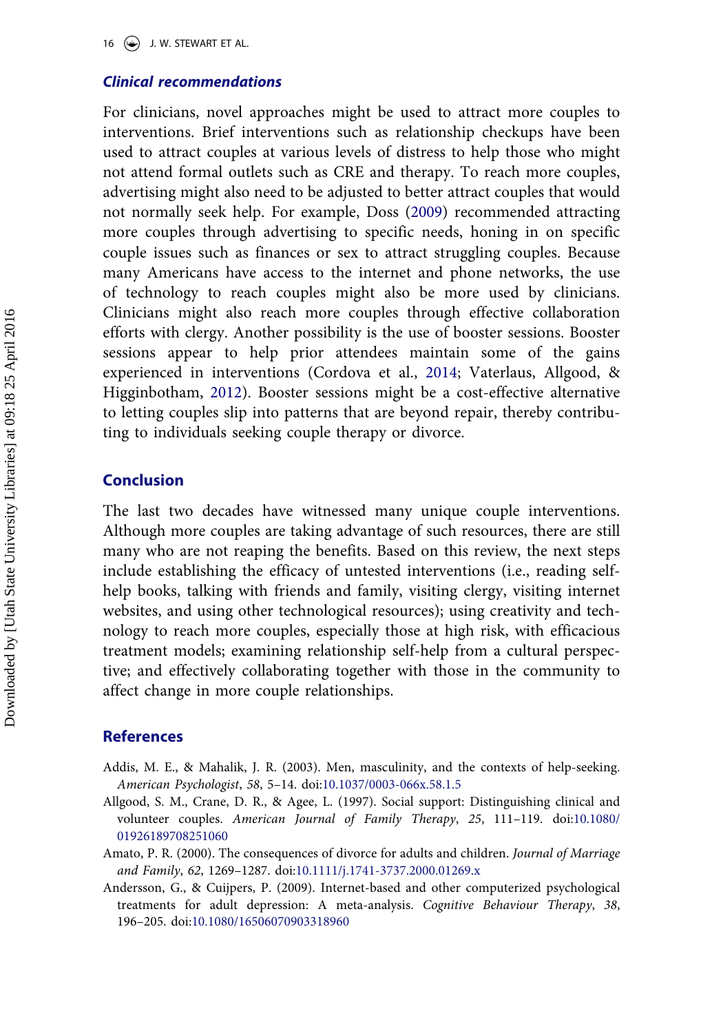### *Clinical recommendations*

For clinicians, novel approaches might be used to attract more couples to interventions. Brief interventions such as relationship checkups have been used to attract couples at various levels of distress to help those who might not attend formal outlets such as CRE and therapy. To reach more couples, advertising might also need to be adjusted to better attract couples that would not normally seek help. For example, Doss (2009) recommended attracting more couples through advertising to specific needs, honing in on specific couple issues such as finances or sex to attract struggling couples. Because many Americans have access to the internet and phone networks, the use of technology to reach couples might also be more used by clinicians. Clinicians might also reach more couples through effective collaboration efforts with clergy. Another possibility is the use of booster sessions. Booster sessions appear to help prior attendees maintain some of the gains experienced in interventions (Cordova et al., 2014; Vaterlaus, Allgood, & Higginbotham, 2012). Booster sessions might be a cost-effective alternative to letting couples slip into patterns that are beyond repair, thereby contributing to individuals seeking couple therapy or divorce.

## Conclusion

The last two decades have witnessed many unique couple interventions. Although more couples are taking advantage of such resources, there are still many who are not reaping the benefits. Based on this review, the next steps include establishing the efficacy of untested interventions (i.e., reading self-help books, talking with friends and family, visiting clergy, visiting internet websites, and using other technological resources); using creativity and technology to reach more couples, especially those at high risk, with efficacious treatment models; examining relationship self-help from a cultural perspective; and effectively collaborating together with those in the community to affect change in more couple relationships.

## References

Addis, M. E., & Mahalik, J. R. (2003). Men, masculinity, and the contexts of help-seeking. *American Psychologist*, *58*, 5–14. doi:10.1037/0003-066x.58.1.5

Allgood, S. M., Crane, D. R., & Agee, L. (1997). Social support: Distinguishing clinical and volunteer couples. *American Journal of Family Therapy*, *25*, 111–119. doi:10.1080/01926189708251060

Amato, P. R. (2000). The consequences of divorce for adults and children. *Journal of Marriage and Family*, *62*, 1269–1287. doi:10.1111/j.1741-3737.2000.01269.x

Andersson, G., & Cuijpers, P. (2009). Internet-based and other computerized psychological treatments for adult depression: A meta-analysis. *Cognitive Behaviour Therapy*, *38*, 196–205. doi:10.1080/16506070903318960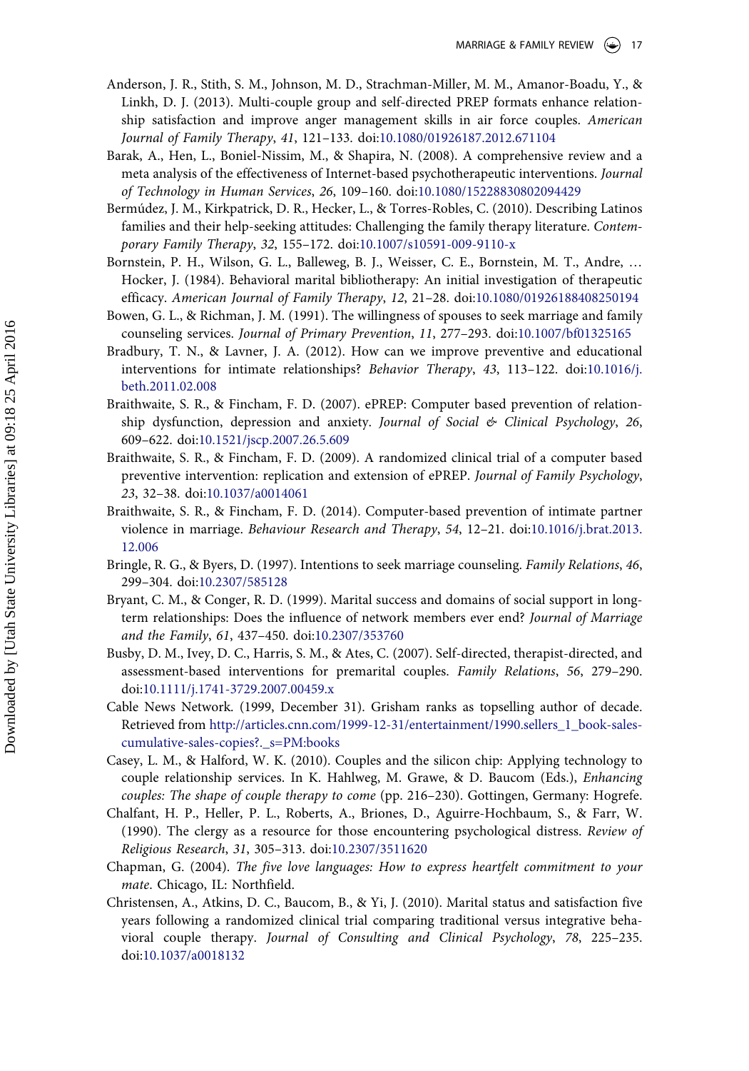Anderson, J. R., Stith, S. M., Johnson, M. D., Strachman-Miller, M. M., Amanor-Boadu, Y., & Linkh, D. J. (2013). Multi-couple group and self-directed PREP formats enhance relationship satisfaction and improve anger management skills in air force couples. *American Journal of Family Therapy*, *41*, 121–133. doi:10.1080/01926187.2012.671104

Barak, A., Hen, L., Boniel-Nissim, M., & Shapira, N. (2008). A comprehensive review and a meta analysis of the effectiveness of Internet-based psychotherapeutic interventions. *Journal of Technology in Human Services*, *26*, 109–160. doi:10.1080/15228830802094429

Bermúdez, J. M., Kirkpatrick, D. R., Hecker, L., & Torres-Robles, C. (2010). Describing Latinos families and their help-seeking attitudes: Challenging the family therapy literature. *Contemporary Family Therapy*, *32*, 155–172. doi:10.1007/s10591-009-9110-x

Bornstein, P. H., Wilson, G. L., Balleweg, B. J., Weisser, C. E., Bornstein, M. T., Andre, … Hocker, J. (1984). Behavioral marital bibliotherapy: An initial investigation of therapeutic efficacy. *American Journal of Family Therapy*, *12*, 21–28. doi:10.1080/01926188408250194

Bowen, G. L., & Richman, J. M. (1991). The willingness of spouses to seek marriage and family counseling services. *Journal of Primary Prevention*, *11*, 277–293. doi:10.1007/bf01325165

Bradbury, T. N., & Lavner, J. A. (2012). How can we improve preventive and educational interventions for intimate relationships? *Behavior Therapy*, *43*, 113–122. doi:10.1016/j.beth.2011.02.008

Braithwaite, S. R., & Fincham, F. D. (2007). ePREP: Computer based prevention of relationship dysfunction, depression and anxiety. *Journal of Social & Clinical Psychology*, *26*, 609–622. doi:10.1521/jscp.2007.26.5.609

Braithwaite, S. R., & Fincham, F. D. (2009). A randomized clinical trial of a computer based preventive intervention: replication and extension of ePREP. *Journal of Family Psychology*, *23*, 32–38. doi:10.1037/a0014061

Braithwaite, S. R., & Fincham, F. D. (2014). Computer-based prevention of intimate partner violence in marriage. *Behaviour Research and Therapy*, *54*, 12–21. doi:10.1016/j.brat.2013.12.006

Bringle, R. G., & Byers, D. (1997). Intentions to seek marriage counseling. *Family Relations*, *46*, 299–304. doi:10.2307/585128

Bryant, C. M., & Conger, R. D. (1999). Marital success and domains of social support in long-term relationships: Does the influence of network members ever end? *Journal of Marriage and the Family*, *61*, 437–450. doi:10.2307/353760

Busby, D. M., Ivey, D. C., Harris, S. M., & Ates, C. (2007). Self-directed, therapist-directed, and assessment-based interventions for premarital couples. *Family Relations*, *56*, 279–290. doi:10.1111/j.1741-3729.2007.00459.x

Cable News Network. (1999, December 31). Grisham ranks as topselling author of decade. Retrieved from http://articles.cnn.com/1999-12-31/entertainment/1990.sellers_1_book-sales-cumulative-sales-copies?_s=PM:books

Casey, L. M., & Halford, W. K. (2010). Couples and the silicon chip: Applying technology to couple relationship services. In K. Hahlweg, M. Grawe, & D. Baucom (Eds.), *Enhancing couples: The shape of couple therapy to come* (pp. 216–230). Gottingen, Germany: Hogrefe.

Chalfant, H. P., Heller, P. L., Roberts, A., Briones, D., Aguirre-Hochbaum, S., & Farr, W. (1990). The clergy as a resource for those encountering psychological distress. *Review of Religious Research*, *31*, 305–313. doi:10.2307/3511620

Chapman, G. (2004). *The five love languages: How to express heartfelt commitment to your mate*. Chicago, IL: Northfield.

Christensen, A., Atkins, D. C., Baucom, B., & Yi, J. (2010). Marital status and satisfaction five years following a randomized clinical trial comparing traditional versus integrative behavioral couple therapy. *Journal of Consulting and Clinical Psychology*, *78*, 225–235. doi:10.1037/a0018132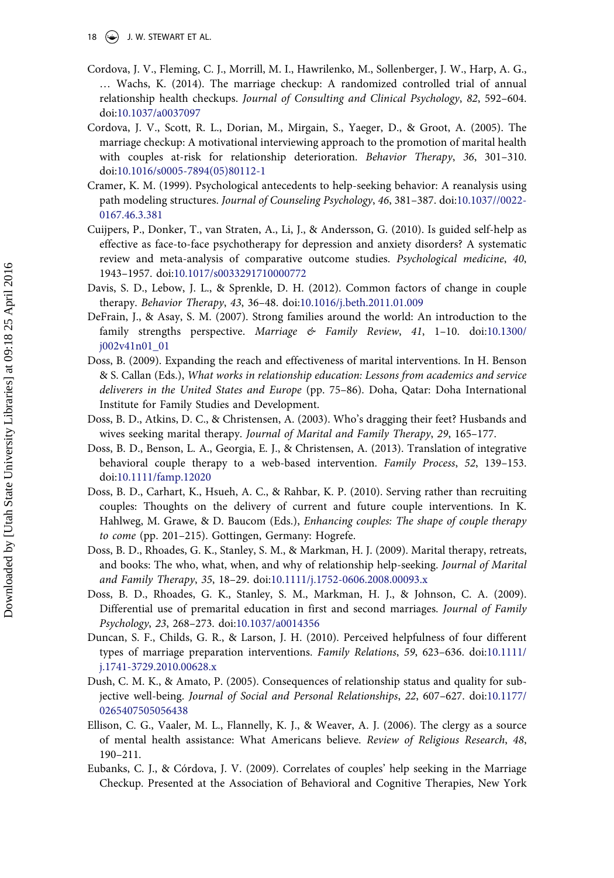Cordova, J. V., Fleming, C. J., Morrill, M. I., Hawrilenko, M., Sollenberger, J. W., Harp, A. G., … Wachs, K. (2014). The marriage checkup: A randomized controlled trial of annual relationship health checkups. *Journal of Consulting and Clinical Psychology*, *82*, 592–604. doi:10.1037/a0037097

Cordova, J. V., Scott, R. L., Dorian, M., Mirgain, S., Yaeger, D., & Groot, A. (2005). The marriage checkup: A motivational interviewing approach to the promotion of marital health with couples at-risk for relationship deterioration. *Behavior Therapy*, *36*, 301–310. doi:10.1016/s0005-7894(05)80112-1

Cramer, K. M. (1999). Psychological antecedents to help-seeking behavior: A reanalysis using path modeling structures. *Journal of Counseling Psychology*, *46*, 381–387. doi:10.1037//0022-0167.46.3.381

Cuijpers, P., Donker, T., van Straten, A., Li, J., & Andersson, G. (2010). Is guided self-help as effective as face-to-face psychotherapy for depression and anxiety disorders? A systematic review and meta-analysis of comparative outcome studies. *Psychological medicine*, *40*, 1943–1957. doi:10.1017/s0033291710000772

Davis, S. D., Lebow, J. L., & Sprenkle, D. H. (2012). Common factors of change in couple therapy. *Behavior Therapy*, *43*, 36–48. doi:10.1016/j.beth.2011.01.009

DeFrain, J., & Asay, S. M. (2007). Strong families around the world: An introduction to the family strengths perspective. *Marriage & Family Review*, *41*, 1–10. doi:10.1300/j002v41n01_01

Doss, B. (2009). Expanding the reach and effectiveness of marital interventions. In H. Benson & S. Callan (Eds.), *What works in relationship education: Lessons from academics and service deliverers in the United States and Europe* (pp. 75–86). Doha, Qatar: Doha International Institute for Family Studies and Development.

Doss, B. D., Atkins, D. C., & Christensen, A. (2003). Who's dragging their feet? Husbands and wives seeking marital therapy. *Journal of Marital and Family Therapy*, *29*, 165–177.

Doss, B. D., Benson, L. A., Georgia, E. J., & Christensen, A. (2013). Translation of integrative behavioral couple therapy to a web-based intervention. *Family Process*, *52*, 139–153. doi:10.1111/famp.12020

Doss, B. D., Carhart, K., Hsueh, A. C., & Rahbar, K. P. (2010). Serving rather than recruiting couples: Thoughts on the delivery of current and future couple interventions. In K. Hahlweg, M. Grawe, & D. Baucom (Eds.), *Enhancing couples: The shape of couple therapy to come* (pp. 201–215). Gottingen, Germany: Hogrefe.

Doss, B. D., Rhoades, G. K., Stanley, S. M., & Markman, H. J. (2009). Marital therapy, retreats, and books: The who, what, when, and why of relationship help-seeking. *Journal of Marital and Family Therapy*, *35*, 18–29. doi:10.1111/j.1752-0606.2008.00093.x

Doss, B. D., Rhoades, G. K., Stanley, S. M., Markman, H. J., & Johnson, C. A. (2009). Differential use of premarital education in first and second marriages. *Journal of Family Psychology*, *23*, 268–273. doi:10.1037/a0014356

Duncan, S. F., Childs, G. R., & Larson, J. H. (2010). Perceived helpfulness of four different types of marriage preparation interventions. *Family Relations*, *59*, 623–636. doi:10.1111/j.1741-3729.2010.00628.x

Dush, C. M. K., & Amato, P. (2005). Consequences of relationship status and quality for subjective well-being. *Journal of Social and Personal Relationships*, *22*, 607–627. doi:10.1177/0265407505056438

Ellison, C. G., Vaaler, M. L., Flannelly, K. J., & Weaver, A. J. (2006). The clergy as a source of mental health assistance: What Americans believe. *Review of Religious Research*, *48*, 190–211.

Eubanks, C. J., & Córdova, J. V. (2009). Correlates of couples' help seeking in the Marriage Checkup. Presented at the Association of Behavioral and Cognitive Therapies, New York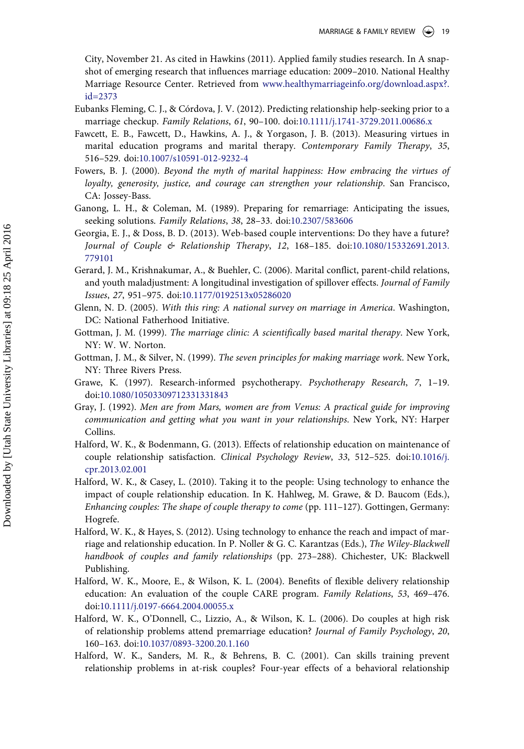City, November 21. As cited in Hawkins (2011). Applied family studies research. In A snapshot of emerging research that influences marriage education: 2009–2010. National Healthy Marriage Resource Center. Retrieved from www.healthymarriageinfo.org/download.aspx?.id=2373

Eubanks Fleming, C. J., & Córdova, J. V. (2012). Predicting relationship help-seeking prior to a marriage checkup. *Family Relations*, *61*, 90–100. doi:10.1111/j.1741-3729.2011.00686.x

Fawcett, E. B., Fawcett, D., Hawkins, A. J., & Yorgason, J. B. (2013). Measuring virtues in marital education programs and marital therapy. *Contemporary Family Therapy*, *35*, 516–529. doi:10.1007/s10591-012-9232-4

Fowers, B. J. (2000). *Beyond the myth of marital happiness: How embracing the virtues of loyalty, generosity, justice, and courage can strengthen your relationship*. San Francisco, CA: Jossey-Bass.

Ganong, L. H., & Coleman, M. (1989). Preparing for remarriage: Anticipating the issues, seeking solutions. *Family Relations*, *38*, 28–33. doi:10.2307/583606

Georgia, E. J., & Doss, B. D. (2013). Web-based couple interventions: Do they have a future? *Journal of Couple & Relationship Therapy*, *12*, 168–185. doi:10.1080/15332691.2013.779101

Gerard, J. M., Krishnakumar, A., & Buehler, C. (2006). Marital conflict, parent-child relations, and youth maladjustment: A longitudinal investigation of spillover effects. *Journal of Family Issues*, *27*, 951–975. doi:10.1177/0192513x05286020

Glenn, N. D. (2005). *With this ring: A national survey on marriage in America*. Washington, DC: National Fatherhood Initiative.

Gottman, J. M. (1999). *The marriage clinic: A scientifically based marital therapy*. New York, NY: W. W. Norton.

Gottman, J. M., & Silver, N. (1999). *The seven principles for making marriage work*. New York, NY: Three Rivers Press.

Grawe, K. (1997). Research-informed psychotherapy. *Psychotherapy Research*, *7*, 1–19. doi:10.1080/10503309712331331843

Gray, J. (1992). *Men are from Mars, women are from Venus: A practical guide for improving communication and getting what you want in your relationships*. New York, NY: Harper Collins.

Halford, W. K., & Bodenmann, G. (2013). Effects of relationship education on maintenance of couple relationship satisfaction. *Clinical Psychology Review*, *33*, 512–525. doi:10.1016/j.cpr.2013.02.001

Halford, W. K., & Casey, L. (2010). Taking it to the people: Using technology to enhance the impact of couple relationship education. In K. Hahlweg, M. Grawe, & D. Baucom (Eds.), *Enhancing couples: The shape of couple therapy to come* (pp. 111–127). Gottingen, Germany: Hogrefe.

Halford, W. K., & Hayes, S. (2012). Using technology to enhance the reach and impact of marriage and relationship education. In P. Noller & G. C. Karantzas (Eds.), *The Wiley-Blackwell handbook of couples and family relationships* (pp. 273–288). Chichester, UK: Blackwell Publishing.

Halford, W. K., Moore, E., & Wilson, K. L. (2004). Benefits of flexible delivery relationship education: An evaluation of the couple CARE program. *Family Relations*, *53*, 469–476. doi:10.1111/j.0197-6664.2004.00055.x

Halford, W. K., O'Donnell, C., Lizzio, A., & Wilson, K. L. (2006). Do couples at high risk of relationship problems attend premarriage education? *Journal of Family Psychology*, *20*, 160–163. doi:10.1037/0893-3200.20.1.160

Halford, W. K., Sanders, M. R., & Behrens, B. C. (2001). Can skills training prevent relationship problems in at-risk couples? Four-year effects of a behavioral relationship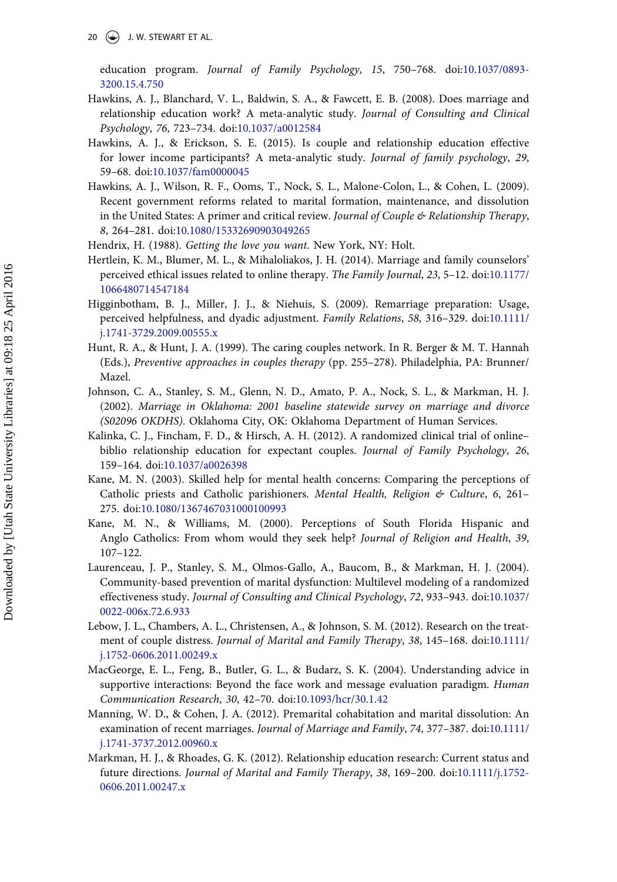education program. *Journal of Family Psychology*, *15*, 750–768. doi:10.1037/0893-3200.15.4.750

Hawkins, A. J., Blanchard, V. L., Baldwin, S. A., & Fawcett, E. B. (2008). Does marriage and relationship education work? A meta-analytic study. *Journal of Consulting and Clinical Psychology*, *76*, 723–734. doi:10.1037/a0012584

Hawkins, A. J., & Erickson, S. E. (2015). Is couple and relationship education effective for lower income participants? A meta-analytic study. *Journal of family psychology*, *29*, 59–68. doi:10.1037/fam0000045

Hawkins, A. J., Wilson, R. F., Ooms, T., Nock, S. L., Malone-Colon, L., & Cohen, L. (2009). Recent government reforms related to marital formation, maintenance, and dissolution in the United States: A primer and critical review. *Journal of Couple & Relationship Therapy*, *8*, 264–281. doi:10.1080/15332690903049265

Hendrix, H. (1988). *Getting the love you want*. New York, NY: Holt.

Hertlein, K. M., Blumer, M. L., & Mihaloliakos, J. H. (2014). Marriage and family counselors' perceived ethical issues related to online therapy. *The Family Journal*, *23*, 5–12. doi:10.1177/1066480714547184

Higginbotham, B. J., Miller, J. J., & Niehuis, S. (2009). Remarriage preparation: Usage, perceived helpfulness, and dyadic adjustment. *Family Relations*, *58*, 316–329. doi:10.1111/j.1741-3729.2009.00555.x

Hunt, R. A., & Hunt, J. A. (1999). The caring couples network. In R. Berger & M. T. Hannah (Eds.), *Preventive approaches in couples therapy* (pp. 255–278). Philadelphia, PA: Brunner/Mazel.

Johnson, C. A., Stanley, S. M., Glenn, N. D., Amato, P. A., Nock, S. L., & Markman, H. J. (2002). *Marriage in Oklahoma: 2001 baseline statewide survey on marriage and divorce (S02096 OKDHS)*. Oklahoma City, OK: Oklahoma Department of Human Services.

Kalinka, C. J., Fincham, F. D., & Hirsch, A. H. (2012). A randomized clinical trial of online–biblio relationship education for expectant couples. *Journal of Family Psychology*, *26*, 159–164. doi:10.1037/a0026398

Kane, M. N. (2003). Skilled help for mental health concerns: Comparing the perceptions of Catholic priests and Catholic parishioners. *Mental Health, Religion & Culture*, *6*, 261–275. doi:10.1080/1367467031000100993

Kane, M. N., & Williams, M. (2000). Perceptions of South Florida Hispanic and Anglo Catholics: From whom would they seek help? *Journal of Religion and Health*, *39*, 107–122.

Laurenceau, J. P., Stanley, S. M., Olmos-Gallo, A., Baucom, B., & Markman, H. J. (2004). Community-based prevention of marital dysfunction: Multilevel modeling of a randomized effectiveness study. *Journal of Consulting and Clinical Psychology*, *72*, 933–943. doi:10.1037/0022-006x.72.6.933

Lebow, J. L., Chambers, A. L., Christensen, A., & Johnson, S. M. (2012). Research on the treatment of couple distress. *Journal of Marital and Family Therapy*, *38*, 145–168. doi:10.1111/j.1752-0606.2011.00249.x

MacGeorge, E. L., Feng, B., Butler, G. L., & Budarz, S. K. (2004). Understanding advice in supportive interactions: Beyond the face work and message evaluation paradigm. *Human Communication Research*, *30*, 42–70. doi:10.1093/hcr/30.1.42

Manning, W. D., & Cohen, J. A. (2012). Premarital cohabitation and marital dissolution: An examination of recent marriages. *Journal of Marriage and Family*, *74*, 377–387. doi:10.1111/j.1741-3737.2012.00960.x

Markman, H. J., & Rhoades, G. K. (2012). Relationship education research: Current status and future directions. *Journal of Marital and Family Therapy*, *38*, 169–200. doi:10.1111/j.1752-0606.2011.00247.x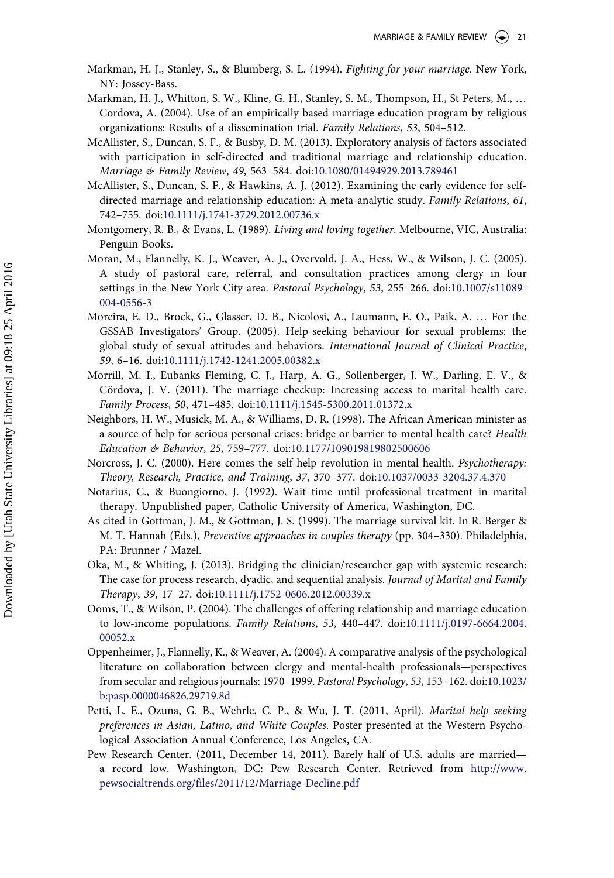Markman, H. J., Stanley, S., & Blumberg, S. L. (1994). *Fighting for your marriage*. New York, NY: Jossey-Bass.

Markman, H. J., Whitton, S. W., Kline, G. H., Stanley, S. M., Thompson, H., St Peters, M., … Cordova, A. (2004). Use of an empirically based marriage education program by religious organizations: Results of a dissemination trial. *Family Relations*, *53*, 504–512.

McAllister, S., Duncan, S. F., & Busby, D. M. (2013). Exploratory analysis of factors associated with participation in self-directed and traditional marriage and relationship education. *Marriage & Family Review*, *49*, 563–584. doi:10.1080/01494929.2013.789461

McAllister, S., Duncan, S. F., & Hawkins, A. J. (2012). Examining the early evidence for self-directed marriage and relationship education: A meta-analytic study. *Family Relations*, *61*, 742–755. doi:10.1111/j.1741-3729.2012.00736.x

Montgomery, R. B., & Evans, L. (1989). *Living and loving together*. Melbourne, VIC, Australia: Penguin Books.

Moran, M., Flannelly, K. J., Weaver, A. J., Overvold, J. A., Hess, W., & Wilson, J. C. (2005). A study of pastoral care, referral, and consultation practices among clergy in four settings in the New York City area. *Pastoral Psychology*, *53*, 255–266. doi:10.1007/s11089-004-0556-3

Moreira, E. D., Brock, G., Glasser, D. B., Nicolosi, A., Laumann, E. O., Paik, A. … For the GSSAB Investigators' Group. (2005). Help-seeking behaviour for sexual problems: the global study of sexual attitudes and behaviors. *International Journal of Clinical Practice*, *59*, 6–16. doi:10.1111/j.1742-1241.2005.00382.x

Morrill, M. I., Eubanks Fleming, C. J., Harp, A. G., Sollenberger, J. W., Darling, E. V., & Cördova, J. V. (2011). The marriage checkup: Increasing access to marital health care. *Family Process*, *50*, 471–485. doi:10.1111/j.1545-5300.2011.01372.x

Neighbors, H. W., Musick, M. A., & Williams, D. R. (1998). The African American minister as a source of help for serious personal crises: bridge or barrier to mental health care? *Health Education & Behavior*, *25*, 759–777. doi:10.1177/109019819802500606

Norcross, J. C. (2000). Here comes the self-help revolution in mental health. *Psychotherapy: Theory, Research, Practice, and Training*, *37*, 370–377. doi:10.1037/0033-3204.37.4.370

Notarius, C., & Buongiorno, J. (1992). Wait time until professional treatment in marital therapy. Unpublished paper, Catholic University of America, Washington, DC.

As cited in Gottman, J. M., & Gottman, J. S. (1999). The marriage survival kit. In R. Berger & M. T. Hannah (Eds.), *Preventive approaches in couples therapy* (pp. 304–330). Philadelphia, PA: Brunner / Mazel.

Oka, M., & Whiting, J. (2013). Bridging the clinician/researcher gap with systemic research: The case for process research, dyadic, and sequential analysis. *Journal of Marital and Family Therapy*, *39*, 17–27. doi:10.1111/j.1752-0606.2012.00339.x

Ooms, T., & Wilson, P. (2004). The challenges of offering relationship and marriage education to low-income populations. *Family Relations*, *53*, 440–447. doi:10.1111/j.0197-6664.2004.00052.x

Oppenheimer, J., Flannelly, K., & Weaver, A. (2004). A comparative analysis of the psychological literature on collaboration between clergy and mental-health professionals—perspectives from secular and religious journals: 1970–1999. *Pastoral Psychology*, *53*, 153–162. doi:10.1023/b:pasp.0000046826.29719.8d

Petti, L. E., Ozuna, G. B., Wehrle, C. P., & Wu, J. T. (2011, April). *Marital help seeking preferences in Asian, Latino, and White Couples*. Poster presented at the Western Psychological Association Annual Conference, Los Angeles, CA.

Pew Research Center. (2011, December 14, 2011). Barely half of U.S. adults are married—a record low. Washington, DC: Pew Research Center. Retrieved from http://www.pewsocialtrends.org/files/2011/12/Marriage-Decline.pdf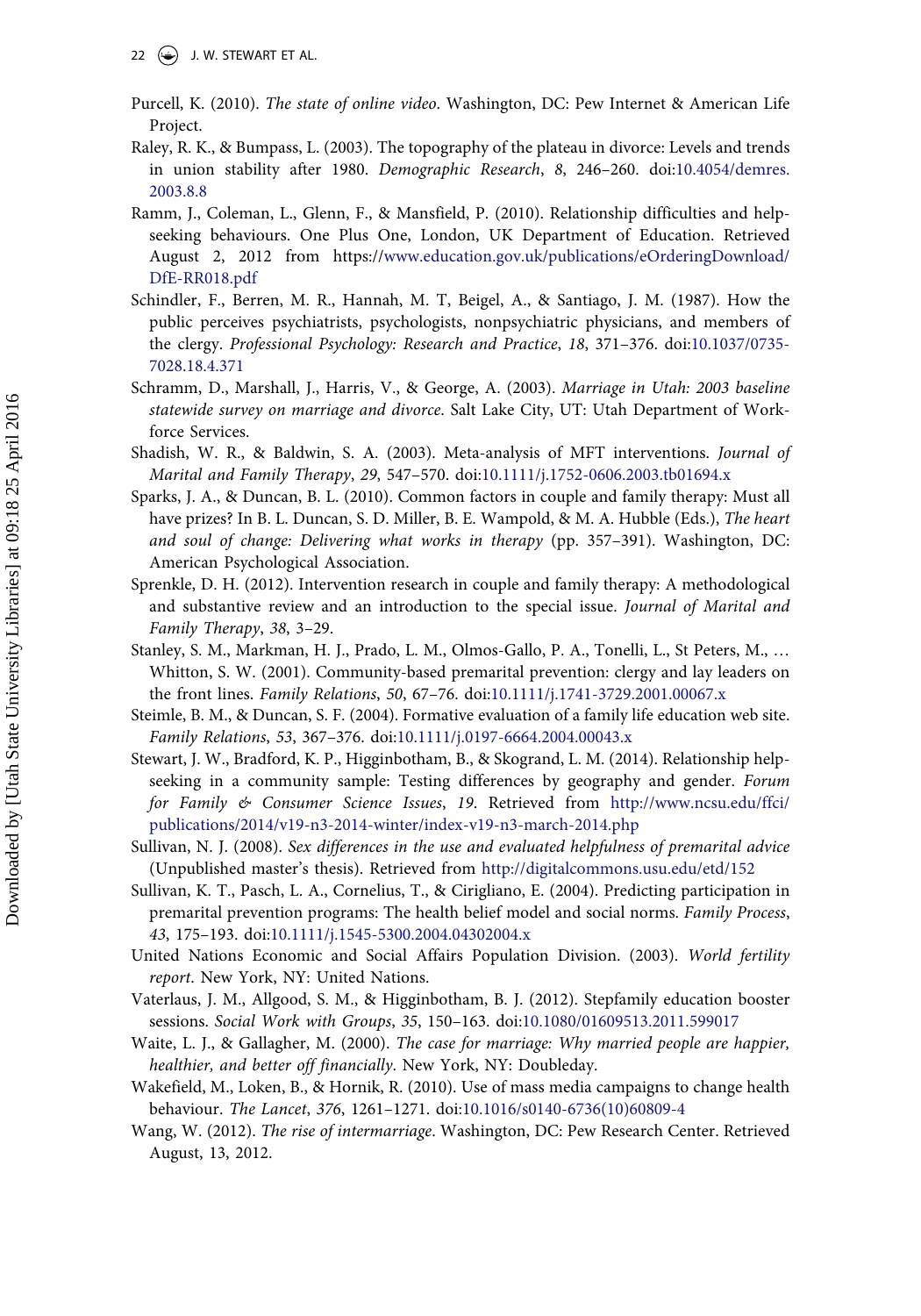Purcell, K. (2010). *The state of online video*. Washington, DC: Pew Internet & American Life Project.

Raley, R. K., & Bumpass, L. (2003). The topography of the plateau in divorce: Levels and trends in union stability after 1980. *Demographic Research*, *8*, 246–260. doi:10.4054/demres.2003.8.8

Ramm, J., Coleman, L., Glenn, F., & Mansfield, P. (2010). Relationship difficulties and help-seeking behaviours. One Plus One, London, UK Department of Education. Retrieved August 2, 2012 from https://www.education.gov.uk/publications/eOrderingDownload/DfE-RR018.pdf

Schindler, F., Berren, M. R., Hannah, M. T, Beigel, A., & Santiago, J. M. (1987). How the public perceives psychiatrists, psychologists, nonpsychiatric physicians, and members of the clergy. *Professional Psychology: Research and Practice*, *18*, 371–376. doi:10.1037/0735-7028.18.4.371

Schramm, D., Marshall, J., Harris, V., & George, A. (2003). *Marriage in Utah: 2003 baseline statewide survey on marriage and divorce*. Salt Lake City, UT: Utah Department of Workforce Services.

Shadish, W. R., & Baldwin, S. A. (2003). Meta-analysis of MFT interventions. *Journal of Marital and Family Therapy*, *29*, 547–570. doi:10.1111/j.1752-0606.2003.tb01694.x

Sparks, J. A., & Duncan, B. L. (2010). Common factors in couple and family therapy: Must all have prizes? In B. L. Duncan, S. D. Miller, B. E. Wampold, & M. A. Hubble (Eds.), *The heart and soul of change: Delivering what works in therapy* (pp. 357–391). Washington, DC: American Psychological Association.

Sprenkle, D. H. (2012). Intervention research in couple and family therapy: A methodological and substantive review and an introduction to the special issue. *Journal of Marital and Family Therapy*, *38*, 3–29.

Stanley, S. M., Markman, H. J., Prado, L. M., Olmos-Gallo, P. A., Tonelli, L., St Peters, M., … Whitton, S. W. (2001). Community-based premarital prevention: clergy and lay leaders on the front lines. *Family Relations*, *50*, 67–76. doi:10.1111/j.1741-3729.2001.00067.x

Steimle, B. M., & Duncan, S. F. (2004). Formative evaluation of a family life education web site. *Family Relations*, *53*, 367–376. doi:10.1111/j.0197-6664.2004.00043.x

Stewart, J. W., Bradford, K. P., Higginbotham, B., & Skogrand, L. M. (2014). Relationship help-seeking in a community sample: Testing differences by geography and gender. *Forum for Family & Consumer Science Issues*, *19*. Retrieved from http://www.ncsu.edu/ffci/publications/2014/v19-n3-2014-winter/index-v19-n3-march-2014.php

Sullivan, N. J. (2008). *Sex differences in the use and evaluated helpfulness of premarital advice* (Unpublished master's thesis). Retrieved from http://digitalcommons.usu.edu/etd/152

Sullivan, K. T., Pasch, L. A., Cornelius, T., & Cirigliano, E. (2004). Predicting participation in premarital prevention programs: The health belief model and social norms. *Family Process*, *43*, 175–193. doi:10.1111/j.1545-5300.2004.04302004.x

United Nations Economic and Social Affairs Population Division. (2003). *World fertility report*. New York, NY: United Nations.

Vaterlaus, J. M., Allgood, S. M., & Higginbotham, B. J. (2012). Stepfamily education booster sessions. *Social Work with Groups*, *35*, 150–163. doi:10.1080/01609513.2011.599017

Waite, L. J., & Gallagher, M. (2000). *The case for marriage: Why married people are happier, healthier, and better off financially*. New York, NY: Doubleday.

Wakefield, M., Loken, B., & Hornik, R. (2010). Use of mass media campaigns to change health behaviour. *The Lancet*, *376*, 1261–1271. doi:10.1016/s0140-6736(10)60809-4

Wang, W. (2012). *The rise of intermarriage*. Washington, DC: Pew Research Center. Retrieved August, 13, 2012.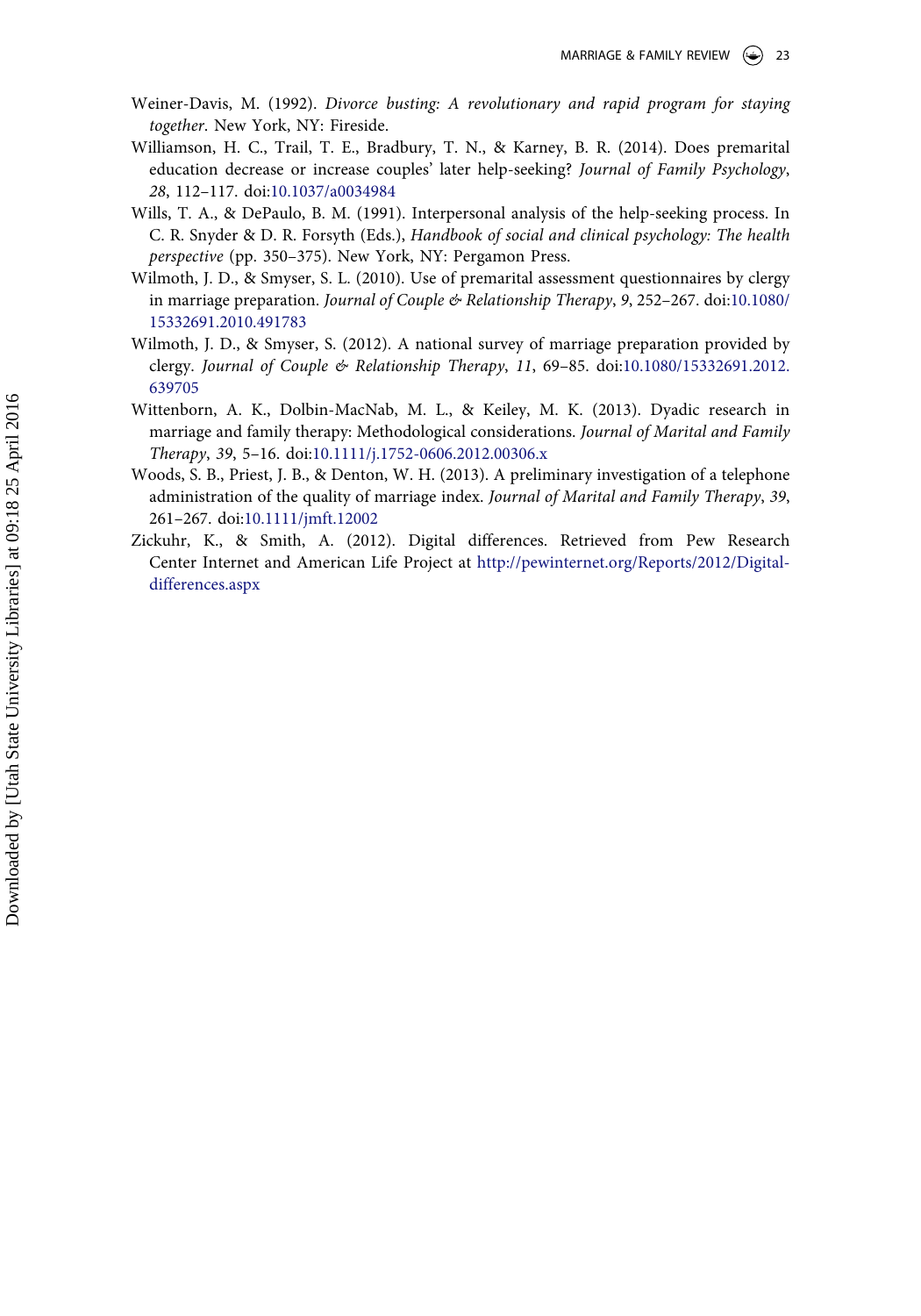Weiner-Davis, M. (1992). *Divorce busting: A revolutionary and rapid program for staying together*. New York, NY: Fireside.

Williamson, H. C., Trail, T. E., Bradbury, T. N., & Karney, B. R. (2014). Does premarital education decrease or increase couples' later help-seeking? *Journal of Family Psychology*, *28*, 112–117. doi:10.1037/a0034984

Wills, T. A., & DePaulo, B. M. (1991). Interpersonal analysis of the help-seeking process. In C. R. Snyder & D. R. Forsyth (Eds.), *Handbook of social and clinical psychology: The health perspective* (pp. 350–375). New York, NY: Pergamon Press.

Wilmoth, J. D., & Smyser, S. L. (2010). Use of premarital assessment questionnaires by clergy in marriage preparation. *Journal of Couple & Relationship Therapy*, *9*, 252–267. doi:10.1080/15332691.2010.491783

Wilmoth, J. D., & Smyser, S. (2012). A national survey of marriage preparation provided by clergy. *Journal of Couple & Relationship Therapy*, *11*, 69–85. doi:10.1080/15332691.2012.639705

Wittenborn, A. K., Dolbin-MacNab, M. L., & Keiley, M. K. (2013). Dyadic research in marriage and family therapy: Methodological considerations. *Journal of Marital and Family Therapy*, *39*, 5–16. doi:10.1111/j.1752-0606.2012.00306.x

Woods, S. B., Priest, J. B., & Denton, W. H. (2013). A preliminary investigation of a telephone administration of the quality of marriage index. *Journal of Marital and Family Therapy*, *39*, 261–267. doi:10.1111/jmft.12002

Zickuhr, K., & Smith, A. (2012). Digital differences. Retrieved from Pew Research Center Internet and American Life Project at http://pewinternet.org/Reports/2012/Digital-differences.aspx